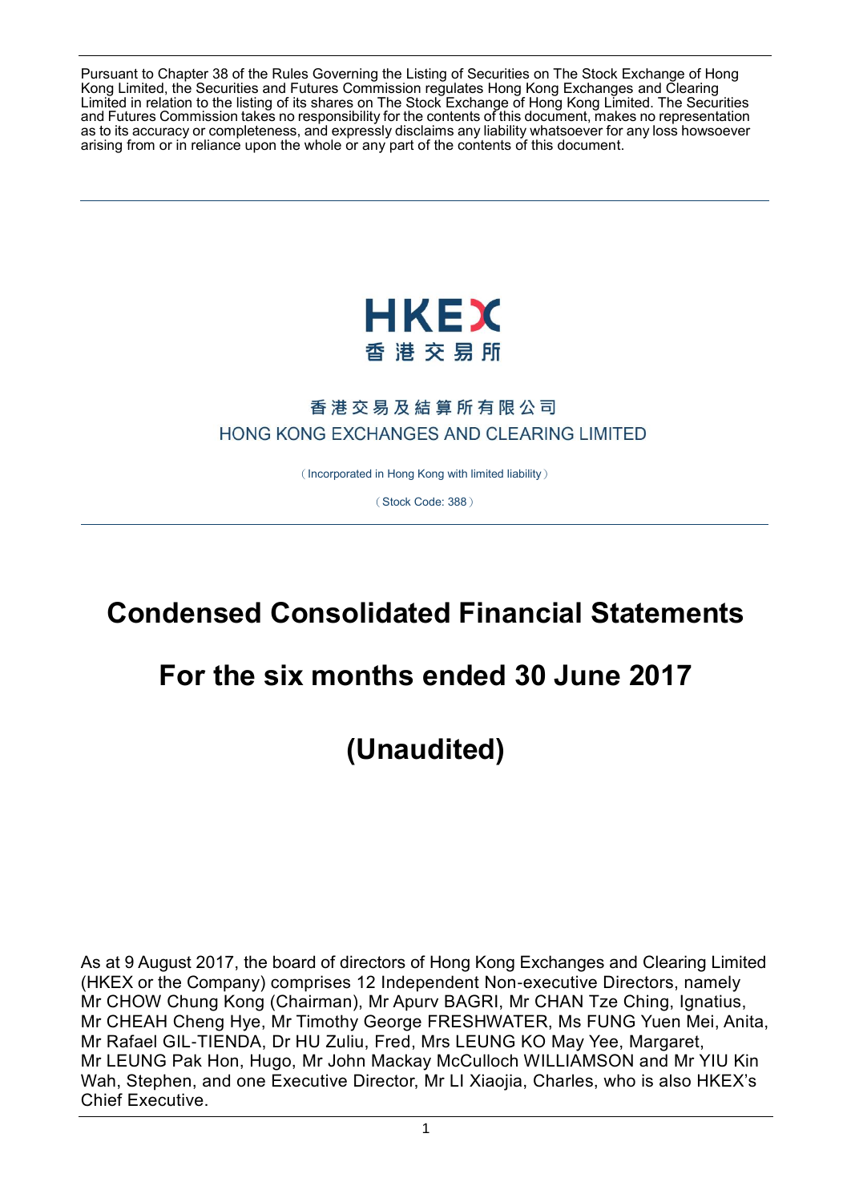Pursuant to Chapter 38 of the Rules Governing the Listing of Securities on The Stock Exchange of Hong Kong Limited, the Securities and Futures Commission regulates Hong Kong Exchanges and Clearing Limited in relation to the listing of its shares on The Stock Exchange of Hong Kong Limited. The Securities and Futures Commission takes no responsibility for the contents of this document, makes no representation as to its accuracy or completeness, and expressly disclaims any liability whatsoever for any loss howsoever arising from or in reliance upon the whole or any part of the contents of this document.

HKEX
香港交易所

香港交易及結算所有限公司
HONG KONG EXCHANGES AND CLEARING LIMITED

（Incorporated in Hong Kong with limited liability）

（Stock Code: 388）

# Condensed Consolidated Financial Statements

# For the six months ended 30 June 2017

# (Unaudited)

As at 9 August 2017, the board of directors of Hong Kong Exchanges and Clearing Limited (HKEX or the Company) comprises 12 Independent Non-executive Directors, namely Mr CHOW Chung Kong (Chairman), Mr Apurv BAGRI, Mr CHAN Tze Ching, Ignatius, Mr CHEAH Cheng Hye, Mr Timothy George FRESHWATER, Ms FUNG Yuen Mei, Anita, Mr Rafael GIL-TIENDA, Dr HU Zuliu, Fred, Mrs LEUNG KO May Yee, Margaret, Mr LEUNG Pak Hon, Hugo, Mr John Mackay McCulloch WILLIAMSON and Mr YIU Kin Wah, Stephen, and one Executive Director, Mr LI Xiaojia, Charles, who is also HKEX's Chief Executive.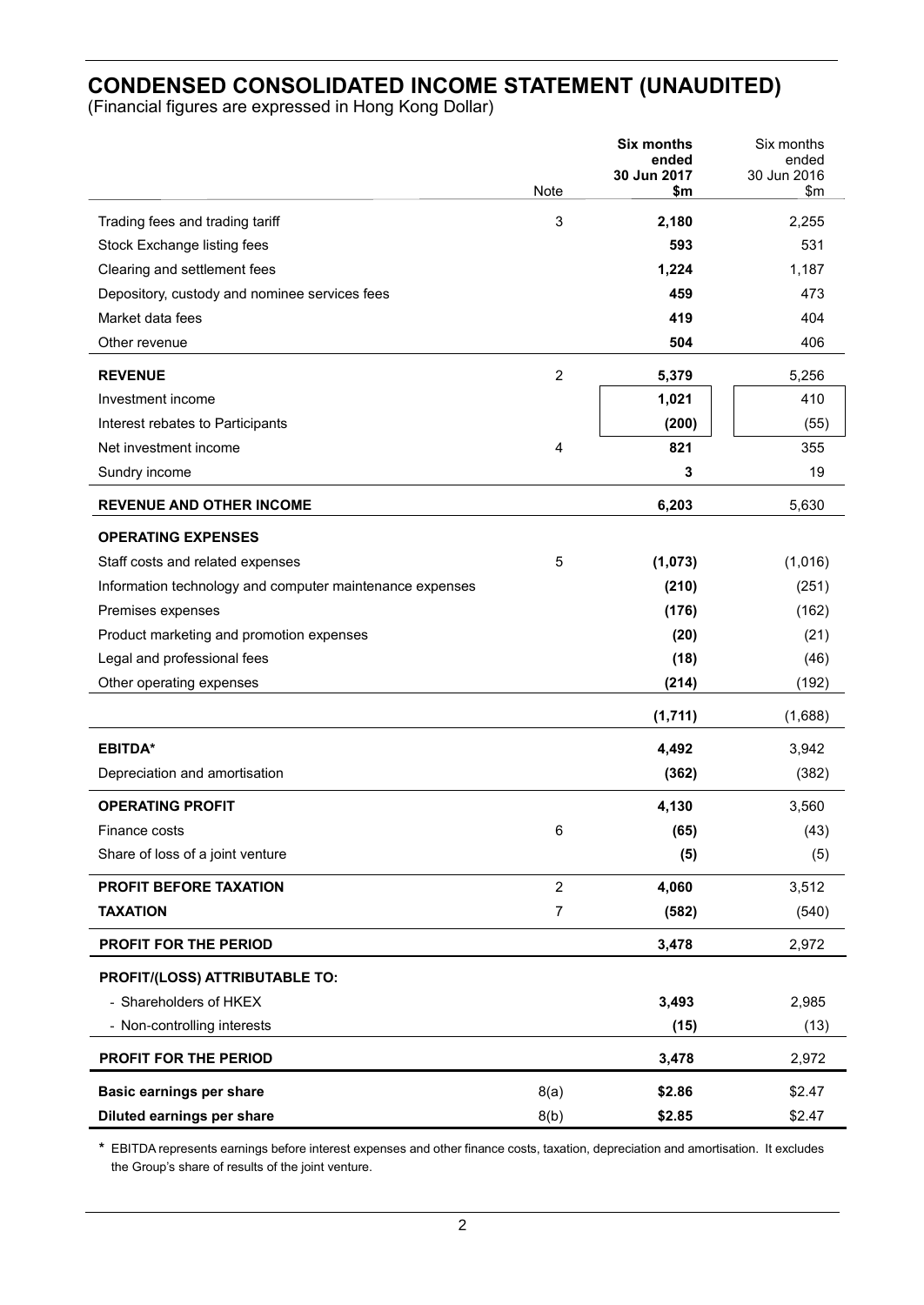# CONDENSED CONSOLIDATED INCOME STATEMENT (UNAUDITED)

(Financial figures are expressed in Hong Kong Dollar)

| | Note | **Six months ended 30 Jun 2017 $m** | Six months ended 30 Jun 2016 $m |
|---|---|---|---|
| Trading fees and trading tariff | 3 | **2,180** | 2,255 |
| Stock Exchange listing fees | | **593** | 531 |
| Clearing and settlement fees | | **1,224** | 1,187 |
| Depository, custody and nominee services fees | | **459** | 473 |
| Market data fees | | **419** | 404 |
| Other revenue | | **504** | 406 |
| **REVENUE** | 2 | **5,379** | 5,256 |
| Investment income | | **1,021** | 410 |
| Interest rebates to Participants | | **(200)** | (55) |
| Net investment income | 4 | **821** | 355 |
| Sundry income | | **3** | 19 |
| **REVENUE AND OTHER INCOME** | | **6,203** | 5,630 |
| **OPERATING EXPENSES** | | | |
| Staff costs and related expenses | 5 | **(1,073)** | (1,016) |
| Information technology and computer maintenance expenses | | **(210)** | (251) |
| Premises expenses | | **(176)** | (162) |
| Product marketing and promotion expenses | | **(20)** | (21) |
| Legal and professional fees | | **(18)** | (46) |
| Other operating expenses | | **(214)** | (192) |
| | | **(1,711)** | (1,688) |
| **EBITDA*** | | **4,492** | 3,942 |
| Depreciation and amortisation | | **(362)** | (382) |
| **OPERATING PROFIT** | | **4,130** | 3,560 |
| Finance costs | 6 | **(65)** | (43) |
| Share of loss of a joint venture | | **(5)** | (5) |
| **PROFIT BEFORE TAXATION** | 2 | **4,060** | 3,512 |
| **TAXATION** | 7 | **(582)** | (540) |
| **PROFIT FOR THE PERIOD** | | **3,478** | 2,972 |
| **PROFIT/(LOSS) ATTRIBUTABLE TO:** | | | |
| - Shareholders of HKEX | | **3,493** | 2,985 |
| - Non-controlling interests | | **(15)** | (13) |
| **PROFIT FOR THE PERIOD** | | **3,478** | 2,972 |
| **Basic earnings per share** | 8(a) | **$2.86** | $2.47 |
| **Diluted earnings per share** | 8(b) | **$2.85** | $2.47 |

\* EBITDA represents earnings before interest expenses and other finance costs, taxation, depreciation and amortisation. It excludes the Group's share of results of the joint venture.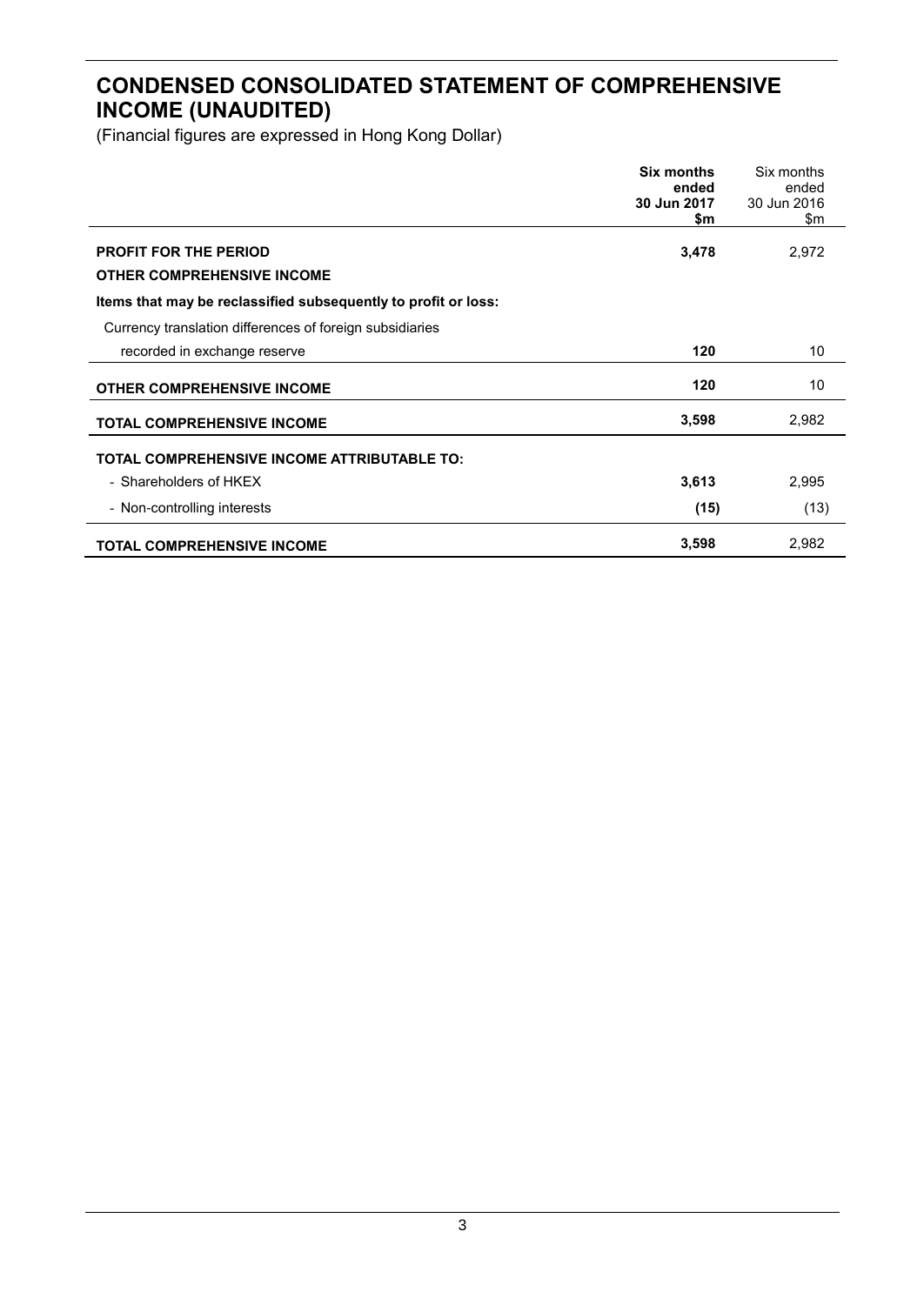# CONDENSED CONSOLIDATED STATEMENT OF COMPREHENSIVE INCOME (UNAUDITED)

(Financial figures are expressed in Hong Kong Dollar)

| | **Six months ended 30 Jun 2017 $m** | Six months ended 30 Jun 2016 $m |
|---|---|---|
| **PROFIT FOR THE PERIOD** | **3,478** | 2,972 |
| **OTHER COMPREHENSIVE INCOME** | | |
| **Items that may be reclassified subsequently to profit or loss:** | | |
| Currency translation differences of foreign subsidiaries recorded in exchange reserve | **120** | 10 |
| **OTHER COMPREHENSIVE INCOME** | **120** | 10 |
| **TOTAL COMPREHENSIVE INCOME** | **3,598** | 2,982 |
| **TOTAL COMPREHENSIVE INCOME ATTRIBUTABLE TO:** | | |
| - Shareholders of HKEX | **3,613** | 2,995 |
| - Non-controlling interests | **(15)** | (13) |
| **TOTAL COMPREHENSIVE INCOME** | **3,598** | 2,982 |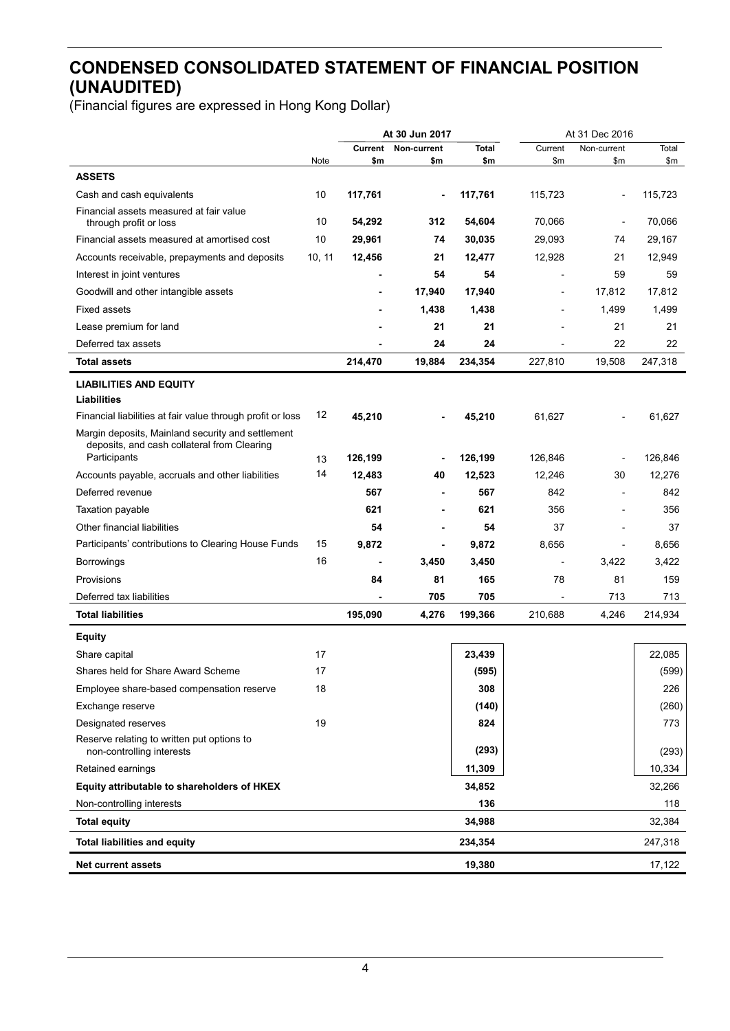# CONDENSED CONSOLIDATED STATEMENT OF FINANCIAL POSITION (UNAUDITED)

(Financial figures are expressed in Hong Kong Dollar)

| | | At 30 Jun 2017 | | | At 31 Dec 2016 | | |
|---|---|---|---|---|---|---|---|
| | Note | Current $m | Non-current $m | Total $m | Current $m | Non-current $m | Total $m |
| **ASSETS** | | | | | | | |
| Cash and cash equivalents | 10 | **117,761** | **-** | **117,761** | 115,723 | - | 115,723 |
| Financial assets measured at fair value through profit or loss | 10 | **54,292** | **312** | **54,604** | 70,066 | - | 70,066 |
| Financial assets measured at amortised cost | 10 | **29,961** | **74** | **30,035** | 29,093 | 74 | 29,167 |
| Accounts receivable, prepayments and deposits | 10, 11 | **12,456** | **21** | **12,477** | 12,928 | 21 | 12,949 |
| Interest in joint ventures | | **-** | **54** | **54** | - | 59 | 59 |
| Goodwill and other intangible assets | | **-** | **17,940** | **17,940** | - | 17,812 | 17,812 |
| Fixed assets | | **-** | **1,438** | **1,438** | - | 1,499 | 1,499 |
| Lease premium for land | | **-** | **21** | **21** | - | 21 | 21 |
| Deferred tax assets | | **-** | **24** | **24** | - | 22 | 22 |
| **Total assets** | | **214,470** | **19,884** | **234,354** | 227,810 | 19,508 | 247,318 |
| **LIABILITIES AND EQUITY** | | | | | | | |
| **Liabilities** | | | | | | | |
| Financial liabilities at fair value through profit or loss | 12 | **45,210** | **-** | **45,210** | 61,627 | - | 61,627 |
| Margin deposits, Mainland security and settlement deposits, and cash collateral from Clearing Participants | 13 | **126,199** | **-** | **126,199** | 126,846 | - | 126,846 |
| Accounts payable, accruals and other liabilities | 14 | **12,483** | **40** | **12,523** | 12,246 | 30 | 12,276 |
| Deferred revenue | | **567** | **-** | **567** | 842 | - | 842 |
| Taxation payable | | **621** | **-** | **621** | 356 | - | 356 |
| Other financial liabilities | | **54** | **-** | **54** | 37 | - | 37 |
| Participants' contributions to Clearing House Funds | 15 | **9,872** | **-** | **9,872** | 8,656 | - | 8,656 |
| Borrowings | 16 | **-** | **3,450** | **3,450** | - | 3,422 | 3,422 |
| Provisions | | **84** | **81** | **165** | 78 | 81 | 159 |
| Deferred tax liabilities | | **-** | **705** | **705** | - | 713 | 713 |
| **Total liabilities** | | **195,090** | **4,276** | **199,366** | 210,688 | 4,246 | 214,934 |
| **Equity** | | | | | | | |
| Share capital | 17 | | | **23,439** | | | 22,085 |
| Shares held for Share Award Scheme | 17 | | | **(595)** | | | (599) |
| Employee share-based compensation reserve | 18 | | | **308** | | | 226 |
| Exchange reserve | | | | **(140)** | | | (260) |
| Designated reserves | 19 | | | **824** | | | 773 |
| Reserve relating to written put options to non-controlling interests | | | | **(293)** | | | (293) |
| Retained earnings | | | | **11,309** | | | 10,334 |
| **Equity attributable to shareholders of HKEX** | | | | **34,852** | | | 32,266 |
| Non-controlling interests | | | | **136** | | | 118 |
| **Total equity** | | | | **34,988** | | | 32,384 |
| **Total liabilities and equity** | | | | **234,354** | | | 247,318 |
| **Net current assets** | | | | **19,380** | | | 17,122 |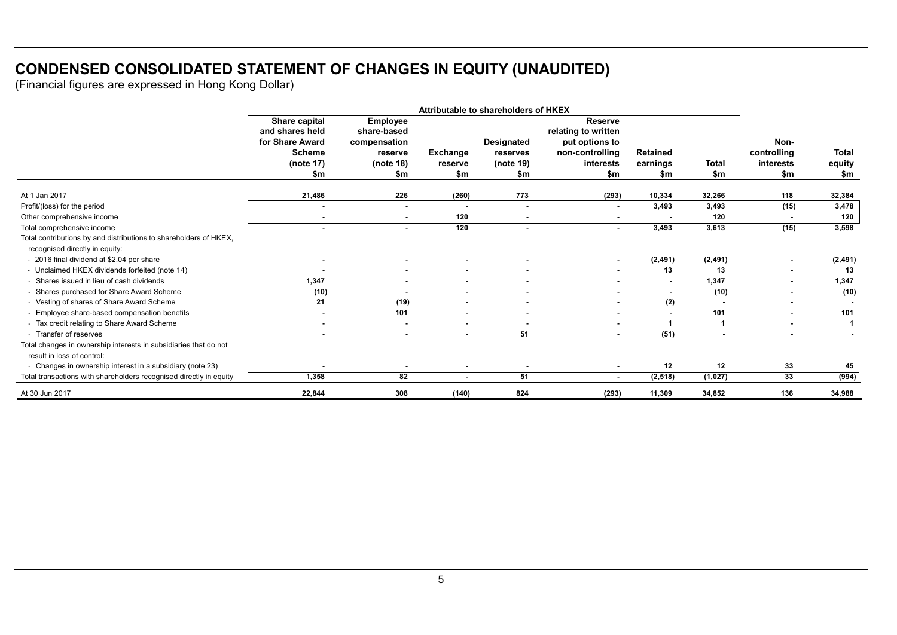# CONDENSED CONSOLIDATED STATEMENT OF CHANGES IN EQUITY (UNAUDITED)

(Financial figures are expressed in Hong Kong Dollar)

| | Attributable to shareholders of HKEX | | | | | | | | |
|---|---|---|---|---|---|---|---|---|---|
| | **Share capital and shares held for Share Award Scheme (note 17) \$m** | **Employee share-based compensation reserve (note 18) \$m** | **Exchange reserve \$m** | **Designated reserves (note 19) \$m** | **Reserve relating to written put options to non-controlling interests \$m** | **Retained earnings \$m** | **Total \$m** | **Non-controlling interests \$m** | **Total equity \$m** |
| At 1 Jan 2017 | 21,486 | 226 | (260) | 773 | (293) | 10,334 | 32,266 | 118 | 32,384 |
| Profit/(loss) for the period | - | - | - | - | - | 3,493 | 3,493 | (15) | 3,478 |
| Other comprehensive income | - | - | 120 | - | - | - | 120 | - | 120 |
| Total comprehensive income | - | - | 120 | - | - | 3,493 | 3,613 | (15) | 3,598 |
| Total contributions by and distributions to shareholders of HKEX, recognised directly in equity: | | | | | | | | | |
| - 2016 final dividend at \$2.04 per share | - | - | - | - | - | (2,491) | (2,491) | - | (2,491) |
| - Unclaimed HKEX dividends forfeited (note 14) | - | - | - | - | - | 13 | 13 | - | 13 |
| - Shares issued in lieu of cash dividends | 1,347 | - | - | - | - | - | 1,347 | - | 1,347 |
| - Shares purchased for Share Award Scheme | (10) | - | - | - | - | - | (10) | - | (10) |
| - Vesting of shares of Share Award Scheme | 21 | (19) | - | - | - | (2) | - | - | - |
| - Employee share-based compensation benefits | - | 101 | - | - | - | - | 101 | - | 101 |
| - Tax credit relating to Share Award Scheme | - | - | - | - | - | 1 | 1 | - | 1 |
| - Transfer of reserves | - | - | - | 51 | - | (51) | - | - | - |
| Total changes in ownership interests in subsidiaries that do not result in loss of control: | | | | | | | | | |
| - Changes in ownership interest in a subsidiary (note 23) | - | - | - | - | - | 12 | 12 | 33 | 45 |
| Total transactions with shareholders recognised directly in equity | 1,358 | 82 | - | 51 | - | (2,518) | (1,027) | 33 | (994) |
| At 30 Jun 2017 | 22,844 | 308 | (140) | 824 | (293) | 11,309 | 34,852 | 136 | 34,988 |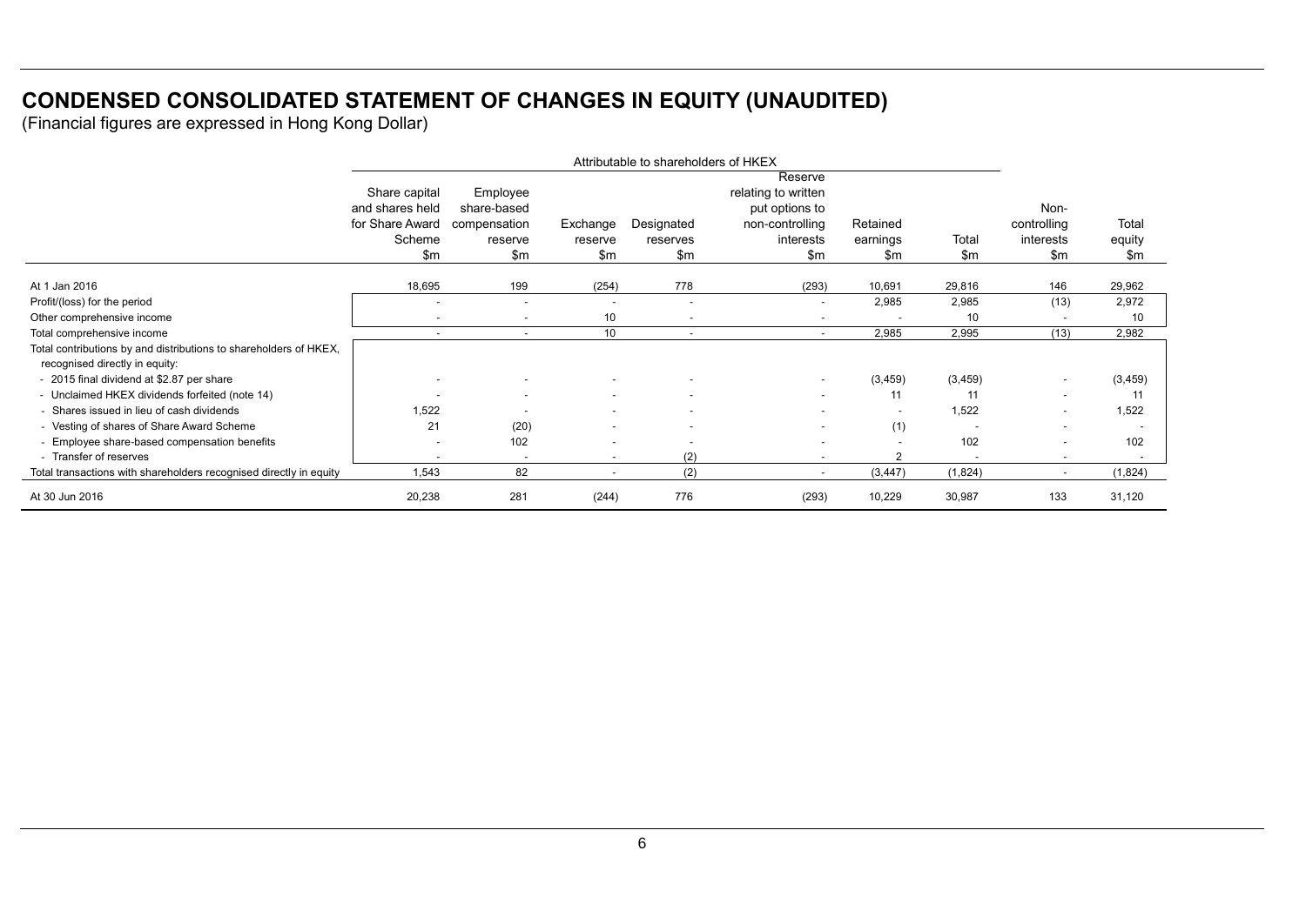# CONDENSED CONSOLIDATED STATEMENT OF CHANGES IN EQUITY (UNAUDITED)

(Financial figures are expressed in Hong Kong Dollar)

| | Attributable to shareholders of HKEX | | | | | | | | |
|---|---|---|---|---|---|---|---|---|---|
| | Share capital and shares held for Share Award Scheme $m | Employee share-based compensation reserve $m | Exchange reserve $m | Designated reserves $m | Reserve relating to written put options to non-controlling interests $m | Retained earnings $m | Total $m | Non-controlling interests $m | Total equity $m |
| At 1 Jan 2016 | 18,695 | 199 | (254) | 778 | (293) | 10,691 | 29,816 | 146 | 29,962 |
| Profit/(loss) for the period | - | - | - | - | - | 2,985 | 2,985 | (13) | 2,972 |
| Other comprehensive income | - | - | 10 | - | - | - | 10 | - | 10 |
| Total comprehensive income | - | - | 10 | - | - | 2,985 | 2,995 | (13) | 2,982 |
| Total contributions by and distributions to shareholders of HKEX, recognised directly in equity: | | | | | | | | | |
| - 2015 final dividend at $2.87 per share | - | - | - | - | - | (3,459) | (3,459) | - | (3,459) |
| - Unclaimed HKEX dividends forfeited (note 14) | - | - | - | - | - | 11 | 11 | - | 11 |
| - Shares issued in lieu of cash dividends | 1,522 | - | - | - | - | - | 1,522 | - | 1,522 |
| - Vesting of shares of Share Award Scheme | 21 | (20) | - | - | - | (1) | - | - | - |
| - Employee share-based compensation benefits | - | 102 | - | - | - | - | 102 | - | 102 |
| - Transfer of reserves | - | - | - | (2) | - | 2 | - | - | - |
| Total transactions with shareholders recognised directly in equity | 1,543 | 82 | - | (2) | - | (3,447) | (1,824) | - | (1,824) |
| At 30 Jun 2016 | 20,238 | 281 | (244) | 776 | (293) | 10,229 | 30,987 | 133 | 31,120 |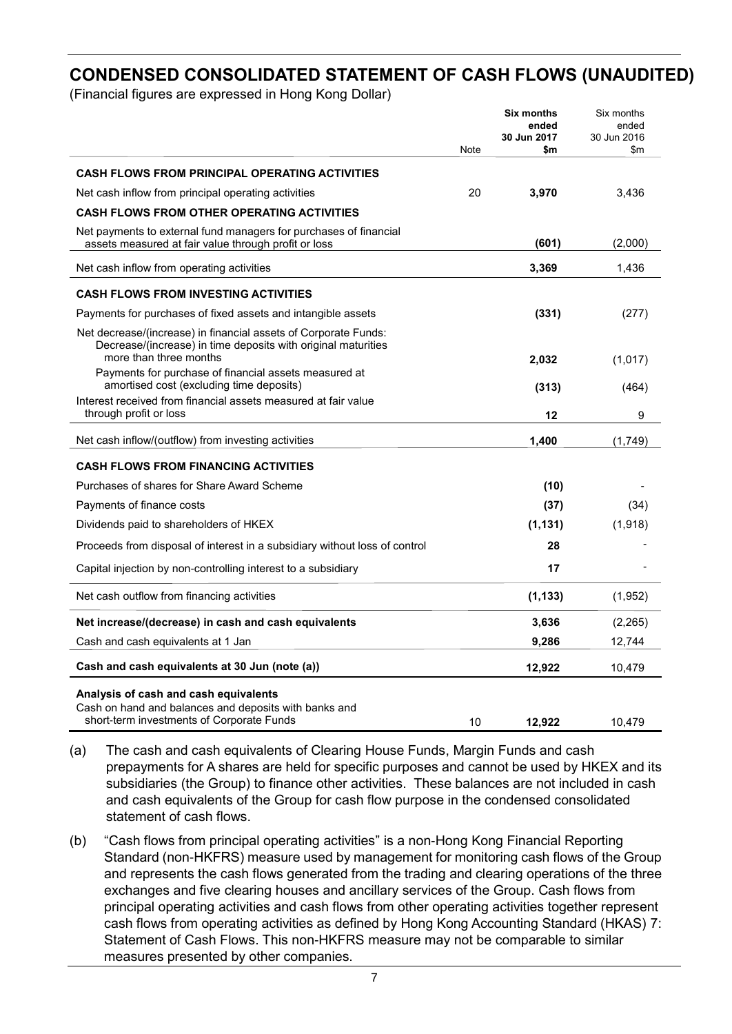# CONDENSED CONSOLIDATED STATEMENT OF CASH FLOWS (UNAUDITED)

(Financial figures are expressed in Hong Kong Dollar)

| | Note | **Six months ended 30 Jun 2017 $m** | Six months ended 30 Jun 2016 $m |
|---|---|---|---|
| **CASH FLOWS FROM PRINCIPAL OPERATING ACTIVITIES** | | | |
| Net cash inflow from principal operating activities | 20 | **3,970** | 3,436 |
| **CASH FLOWS FROM OTHER OPERATING ACTIVITIES** | | | |
| Net payments to external fund managers for purchases of financial assets measured at fair value through profit or loss | | **(601)** | (2,000) |
| Net cash inflow from operating activities | | **3,369** | 1,436 |
| **CASH FLOWS FROM INVESTING ACTIVITIES** | | | |
| Payments for purchases of fixed assets and intangible assets | | **(331)** | (277) |
| Net decrease/(increase) in financial assets of Corporate Funds: | | | |
| Decrease/(increase) in time deposits with original maturities more than three months | | **2,032** | (1,017) |
| Payments for purchase of financial assets measured at amortised cost (excluding time deposits) | | **(313)** | (464) |
| Interest received from financial assets measured at fair value through profit or loss | | **12** | 9 |
| Net cash inflow/(outflow) from investing activities | | **1,400** | (1,749) |
| **CASH FLOWS FROM FINANCING ACTIVITIES** | | | |
| Purchases of shares for Share Award Scheme | | **(10)** | - |
| Payments of finance costs | | **(37)** | (34) |
| Dividends paid to shareholders of HKEX | | **(1,131)** | (1,918) |
| Proceeds from disposal of interest in a subsidiary without loss of control | | **28** | - |
| Capital injection by non-controlling interest to a subsidiary | | **17** | - |
| Net cash outflow from financing activities | | **(1,133)** | (1,952) |
| **Net increase/(decrease) in cash and cash equivalents** | | **3,636** | (2,265) |
| Cash and cash equivalents at 1 Jan | | **9,286** | 12,744 |
| **Cash and cash equivalents at 30 Jun (note (a))** | | **12,922** | 10,479 |
| **Analysis of cash and cash equivalents** | | | |
| Cash on hand and balances and deposits with banks and short-term investments of Corporate Funds | 10 | **12,922** | 10,479 |

(a) The cash and cash equivalents of Clearing House Funds, Margin Funds and cash prepayments for A shares are held for specific purposes and cannot be used by HKEX and its subsidiaries (the Group) to finance other activities. These balances are not included in cash and cash equivalents of the Group for cash flow purpose in the condensed consolidated statement of cash flows.

(b) "Cash flows from principal operating activities" is a non-Hong Kong Financial Reporting Standard (non-HKFRS) measure used by management for monitoring cash flows of the Group and represents the cash flows generated from the trading and clearing operations of the three exchanges and five clearing houses and ancillary services of the Group. Cash flows from principal operating activities and cash flows from other operating activities together represent cash flows from operating activities as defined by Hong Kong Accounting Standard (HKAS) 7: Statement of Cash Flows. This non-HKFRS measure may not be comparable to similar measures presented by other companies.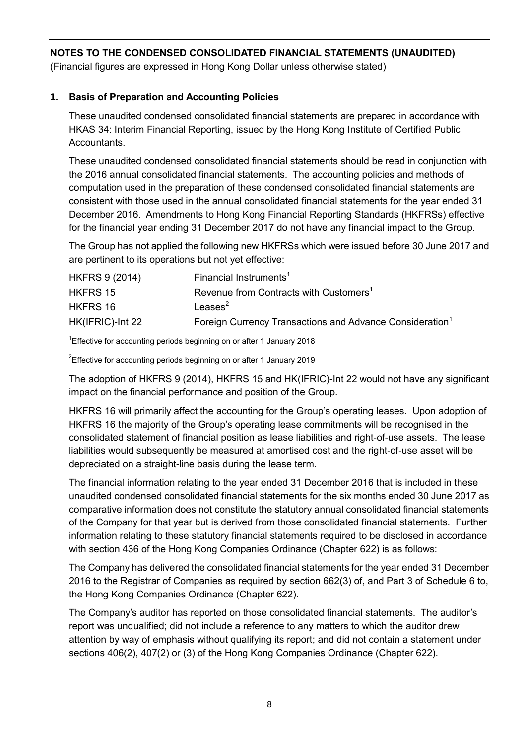## NOTES TO THE CONDENSED CONSOLIDATED FINANCIAL STATEMENTS (UNAUDITED)

(Financial figures are expressed in Hong Kong Dollar unless otherwise stated)

### 1. Basis of Preparation and Accounting Policies

These unaudited condensed consolidated financial statements are prepared in accordance with HKAS 34: Interim Financial Reporting, issued by the Hong Kong Institute of Certified Public Accountants.

These unaudited condensed consolidated financial statements should be read in conjunction with the 2016 annual consolidated financial statements. The accounting policies and methods of computation used in the preparation of these condensed consolidated financial statements are consistent with those used in the annual consolidated financial statements for the year ended 31 December 2016. Amendments to Hong Kong Financial Reporting Standards (HKFRSs) effective for the financial year ending 31 December 2017 do not have any financial impact to the Group.

The Group has not applied the following new HKFRSs which were issued before 30 June 2017 and are pertinent to its operations but not yet effective:

| | |
|---|---|
| HKFRS 9 (2014) | Financial Instruments[1] |
| HKFRS 15 | Revenue from Contracts with Customers[1] |
| HKFRS 16 | Leases[2] |
| HK(IFRIC)-Int 22 | Foreign Currency Transactions and Advance Consideration[1] |

[1]Effective for accounting periods beginning on or after 1 January 2018

[2]Effective for accounting periods beginning on or after 1 January 2019

The adoption of HKFRS 9 (2014), HKFRS 15 and HK(IFRIC)-Int 22 would not have any significant impact on the financial performance and position of the Group.

HKFRS 16 will primarily affect the accounting for the Group's operating leases. Upon adoption of HKFRS 16 the majority of the Group's operating lease commitments will be recognised in the consolidated statement of financial position as lease liabilities and right-of-use assets. The lease liabilities would subsequently be measured at amortised cost and the right-of-use asset will be depreciated on a straight-line basis during the lease term.

The financial information relating to the year ended 31 December 2016 that is included in these unaudited condensed consolidated financial statements for the six months ended 30 June 2017 as comparative information does not constitute the statutory annual consolidated financial statements of the Company for that year but is derived from those consolidated financial statements. Further information relating to these statutory financial statements required to be disclosed in accordance with section 436 of the Hong Kong Companies Ordinance (Chapter 622) is as follows:

The Company has delivered the consolidated financial statements for the year ended 31 December 2016 to the Registrar of Companies as required by section 662(3) of, and Part 3 of Schedule 6 to, the Hong Kong Companies Ordinance (Chapter 622).

The Company's auditor has reported on those consolidated financial statements. The auditor's report was unqualified; did not include a reference to any matters to which the auditor drew attention by way of emphasis without qualifying its report; and did not contain a statement under sections 406(2), 407(2) or (3) of the Hong Kong Companies Ordinance (Chapter 622).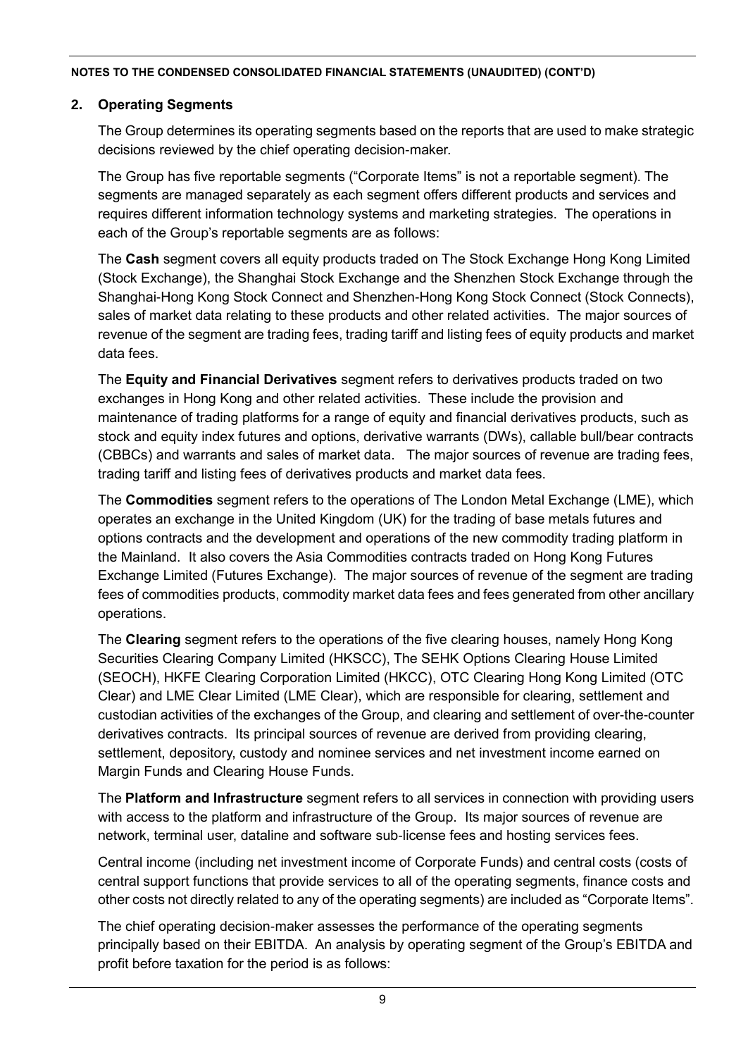**NOTES TO THE CONDENSED CONSOLIDATED FINANCIAL STATEMENTS (UNAUDITED) (CONT'D)**

## 2. Operating Segments

The Group determines its operating segments based on the reports that are used to make strategic decisions reviewed by the chief operating decision-maker.

The Group has five reportable segments ("Corporate Items" is not a reportable segment). The segments are managed separately as each segment offers different products and services and requires different information technology systems and marketing strategies. The operations in each of the Group's reportable segments are as follows:

The **Cash** segment covers all equity products traded on The Stock Exchange Hong Kong Limited (Stock Exchange), the Shanghai Stock Exchange and the Shenzhen Stock Exchange through the Shanghai-Hong Kong Stock Connect and Shenzhen-Hong Kong Stock Connect (Stock Connects), sales of market data relating to these products and other related activities. The major sources of revenue of the segment are trading fees, trading tariff and listing fees of equity products and market data fees.

The **Equity and Financial Derivatives** segment refers to derivatives products traded on two exchanges in Hong Kong and other related activities. These include the provision and maintenance of trading platforms for a range of equity and financial derivatives products, such as stock and equity index futures and options, derivative warrants (DWs), callable bull/bear contracts (CBBCs) and warrants and sales of market data. The major sources of revenue are trading fees, trading tariff and listing fees of derivatives products and market data fees.

The **Commodities** segment refers to the operations of The London Metal Exchange (LME), which operates an exchange in the United Kingdom (UK) for the trading of base metals futures and options contracts and the development and operations of the new commodity trading platform in the Mainland. It also covers the Asia Commodities contracts traded on Hong Kong Futures Exchange Limited (Futures Exchange). The major sources of revenue of the segment are trading fees of commodities products, commodity market data fees and fees generated from other ancillary operations.

The **Clearing** segment refers to the operations of the five clearing houses, namely Hong Kong Securities Clearing Company Limited (HKSCC), The SEHK Options Clearing House Limited (SEOCH), HKFE Clearing Corporation Limited (HKCC), OTC Clearing Hong Kong Limited (OTC Clear) and LME Clear Limited (LME Clear), which are responsible for clearing, settlement and custodian activities of the exchanges of the Group, and clearing and settlement of over-the-counter derivatives contracts. Its principal sources of revenue are derived from providing clearing, settlement, depository, custody and nominee services and net investment income earned on Margin Funds and Clearing House Funds.

The **Platform and Infrastructure** segment refers to all services in connection with providing users with access to the platform and infrastructure of the Group. Its major sources of revenue are network, terminal user, dataline and software sub-license fees and hosting services fees.

Central income (including net investment income of Corporate Funds) and central costs (costs of central support functions that provide services to all of the operating segments, finance costs and other costs not directly related to any of the operating segments) are included as "Corporate Items".

The chief operating decision-maker assesses the performance of the operating segments principally based on their EBITDA. An analysis by operating segment of the Group's EBITDA and profit before taxation for the period is as follows: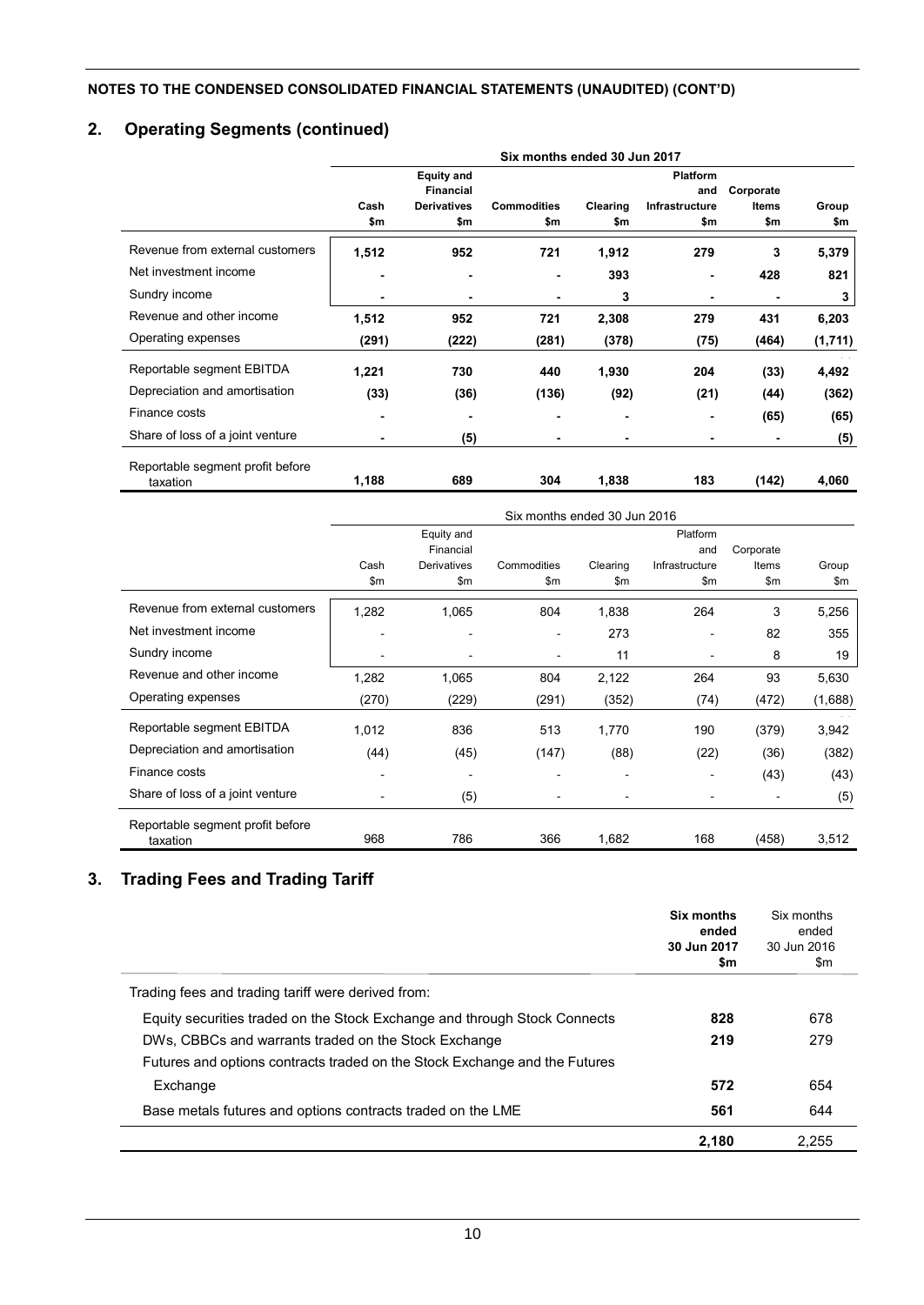**NOTES TO THE CONDENSED CONSOLIDATED FINANCIAL STATEMENTS (UNAUDITED) (CONT'D)**

## 2. Operating Segments (continued)

| | Six months ended 30 Jun 2017 | | | | | | |
|---|---|---|---|---|---|---|---|
| | **Cash $m** | **Equity and Financial Derivatives $m** | **Commodities $m** | **Clearing $m** | **Platform and Infrastructure $m** | **Corporate Items $m** | **Group $m** |
| Revenue from external customers | **1,512** | **952** | **721** | **1,912** | **279** | **3** | **5,379** |
| Net investment income | **-** | **-** | **-** | **393** | **-** | **428** | **821** |
| Sundry income | **-** | **-** | **-** | **3** | **-** | **-** | **3** |
| Revenue and other income | **1,512** | **952** | **721** | **2,308** | **279** | **431** | **6,203** |
| Operating expenses | **(291)** | **(222)** | **(281)** | **(378)** | **(75)** | **(464)** | **(1,711)** |
| Reportable segment EBITDA | **1,221** | **730** | **440** | **1,930** | **204** | **(33)** | **4,492** |
| Depreciation and amortisation | **(33)** | **(36)** | **(136)** | **(92)** | **(21)** | **(44)** | **(362)** |
| Finance costs | **-** | **-** | **-** | **-** | **-** | **(65)** | **(65)** |
| Share of loss of a joint venture | **-** | **(5)** | **-** | **-** | **-** | **-** | **(5)** |
| Reportable segment profit before taxation | **1,188** | **689** | **304** | **1,838** | **183** | **(142)** | **4,060** |

| | Six months ended 30 Jun 2016 | | | | | | |
|---|---|---|---|---|---|---|---|
| | Cash $m | Equity and Financial Derivatives $m | Commodities $m | Clearing $m | Platform and Infrastructure $m | Corporate Items $m | Group $m |
| Revenue from external customers | 1,282 | 1,065 | 804 | 1,838 | 264 | 3 | 5,256 |
| Net investment income | - | - | - | 273 | - | 82 | 355 |
| Sundry income | - | - | - | 11 | - | 8 | 19 |
| Revenue and other income | 1,282 | 1,065 | 804 | 2,122 | 264 | 93 | 5,630 |
| Operating expenses | (270) | (229) | (291) | (352) | (74) | (472) | (1,688) |
| Reportable segment EBITDA | 1,012 | 836 | 513 | 1,770 | 190 | (379) | 3,942 |
| Depreciation and amortisation | (44) | (45) | (147) | (88) | (22) | (36) | (382) |
| Finance costs | - | - | - | - | - | (43) | (43) |
| Share of loss of a joint venture | - | (5) | - | - | - | - | (5) |
| Reportable segment profit before taxation | 968 | 786 | 366 | 1,682 | 168 | (458) | 3,512 |

## 3. Trading Fees and Trading Tariff

| | **Six months ended 30 Jun 2017 $m** | Six months ended 30 Jun 2016 $m |
|---|---|---|
| Trading fees and trading tariff were derived from: | | |
| Equity securities traded on the Stock Exchange and through Stock Connects | **828** | 678 |
| DWs, CBBCs and warrants traded on the Stock Exchange | **219** | 279 |
| Futures and options contracts traded on the Stock Exchange and the Futures Exchange | **572** | 654 |
| Base metals futures and options contracts traded on the LME | **561** | 644 |
| | **2,180** | 2,255 |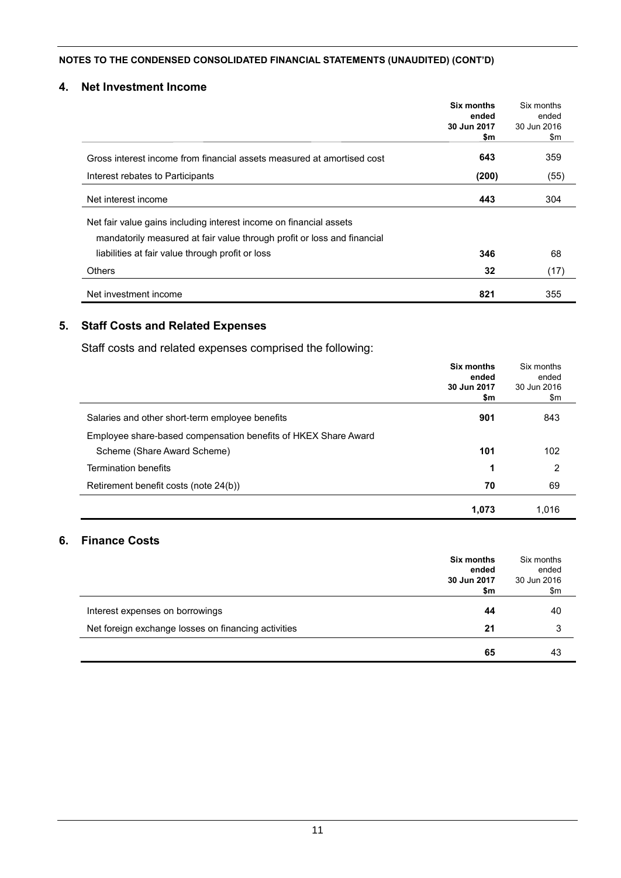NOTES TO THE CONDENSED CONSOLIDATED FINANCIAL STATEMENTS (UNAUDITED) (CONT'D)

## 4. Net Investment Income

| | **Six months ended 30 Jun 2017 $m** | Six months ended 30 Jun 2016 $m |
|---|---|---|
| Gross interest income from financial assets measured at amortised cost | **643** | 359 |
| Interest rebates to Participants | **(200)** | (55) |
| Net interest income | **443** | 304 |
| Net fair value gains including interest income on financial assets mandatorily measured at fair value through profit or loss and financial liabilities at fair value through profit or loss | **346** | 68 |
| Others | **32** | (17) |
| Net investment income | **821** | 355 |

## 5. Staff Costs and Related Expenses

Staff costs and related expenses comprised the following:

| | **Six months ended 30 Jun 2017 $m** | Six months ended 30 Jun 2016 $m |
|---|---|---|
| Salaries and other short-term employee benefits | **901** | 843 |
| Employee share-based compensation benefits of HKEX Share Award Scheme (Share Award Scheme) | **101** | 102 |
| Termination benefits | **1** | 2 |
| Retirement benefit costs (note 24(b)) | **70** | 69 |
| | **1,073** | 1,016 |

## 6. Finance Costs

| | **Six months ended 30 Jun 2017 $m** | Six months ended 30 Jun 2016 $m |
|---|---|---|
| Interest expenses on borrowings | **44** | 40 |
| Net foreign exchange losses on financing activities | **21** | 3 |
| | **65** | 43 |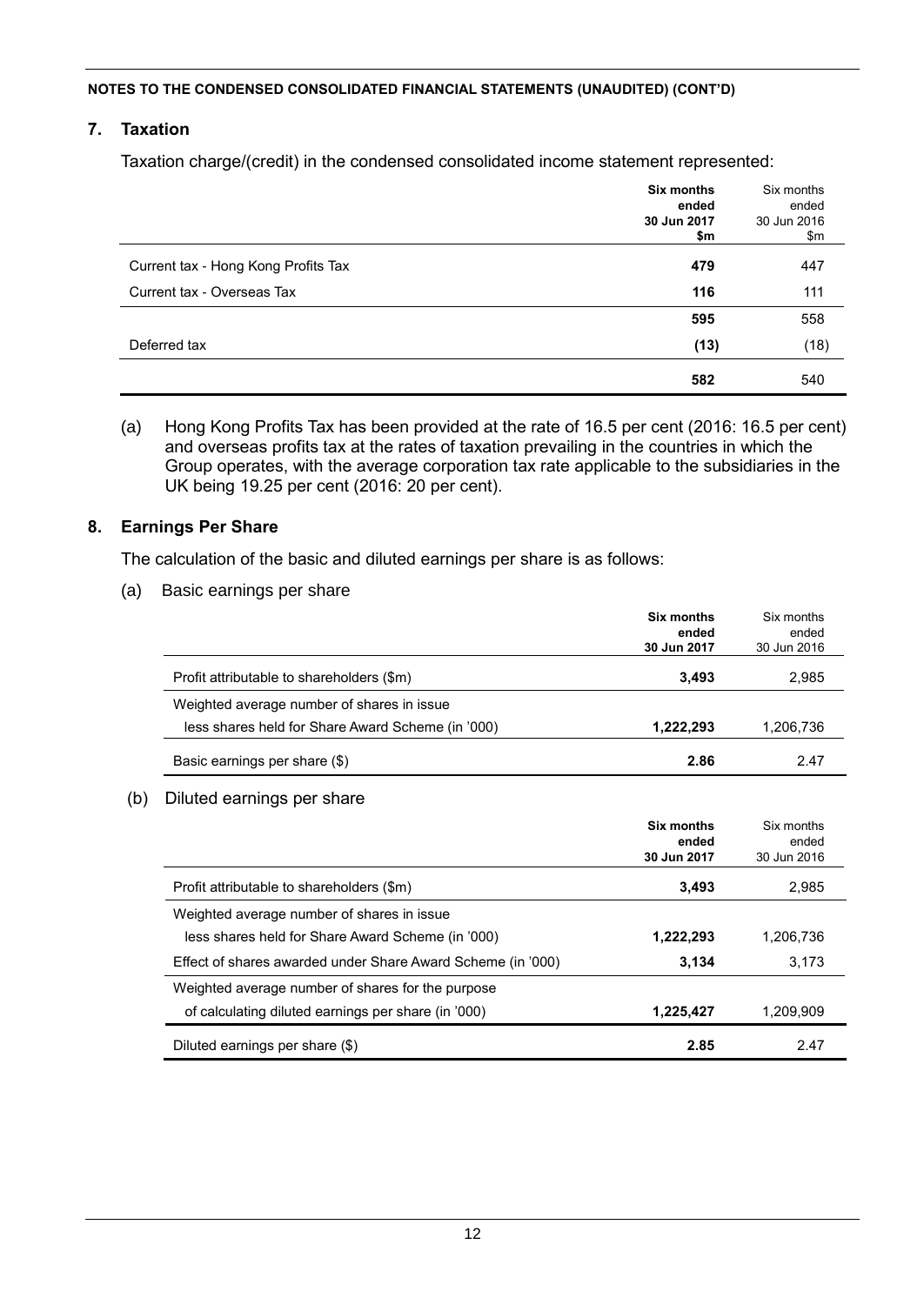**NOTES TO THE CONDENSED CONSOLIDATED FINANCIAL STATEMENTS (UNAUDITED) (CONT'D)**

## 7. Taxation

Taxation charge/(credit) in the condensed consolidated income statement represented:

| | **Six months ended 30 Jun 2017 $m** | Six months ended 30 Jun 2016 $m |
|---|---|---|
| Current tax - Hong Kong Profits Tax | **479** | 447 |
| Current tax - Overseas Tax | **116** | 111 |
| | **595** | 558 |
| Deferred tax | **(13)** | (18) |
| | **582** | 540 |

(a) Hong Kong Profits Tax has been provided at the rate of 16.5 per cent (2016: 16.5 per cent) and overseas profits tax at the rates of taxation prevailing in the countries in which the Group operates, with the average corporation tax rate applicable to the subsidiaries in the UK being 19.25 per cent (2016: 20 per cent).

## 8. Earnings Per Share

The calculation of the basic and diluted earnings per share is as follows:

(a) Basic earnings per share

| | **Six months ended 30 Jun 2017** | Six months ended 30 Jun 2016 |
|---|---|---|
| Profit attributable to shareholders ($m) | **3,493** | 2,985 |
| Weighted average number of shares in issue less shares held for Share Award Scheme (in '000) | **1,222,293** | 1,206,736 |
| Basic earnings per share ($) | **2.86** | 2.47 |

(b) Diluted earnings per share

| | **Six months ended 30 Jun 2017** | Six months ended 30 Jun 2016 |
|---|---|---|
| Profit attributable to shareholders ($m) | **3,493** | 2,985 |
| Weighted average number of shares in issue less shares held for Share Award Scheme (in '000) | **1,222,293** | 1,206,736 |
| Effect of shares awarded under Share Award Scheme (in '000) | **3,134** | 3,173 |
| Weighted average number of shares for the purpose of calculating diluted earnings per share (in '000) | **1,225,427** | 1,209,909 |
| Diluted earnings per share ($) | **2.85** | 2.47 |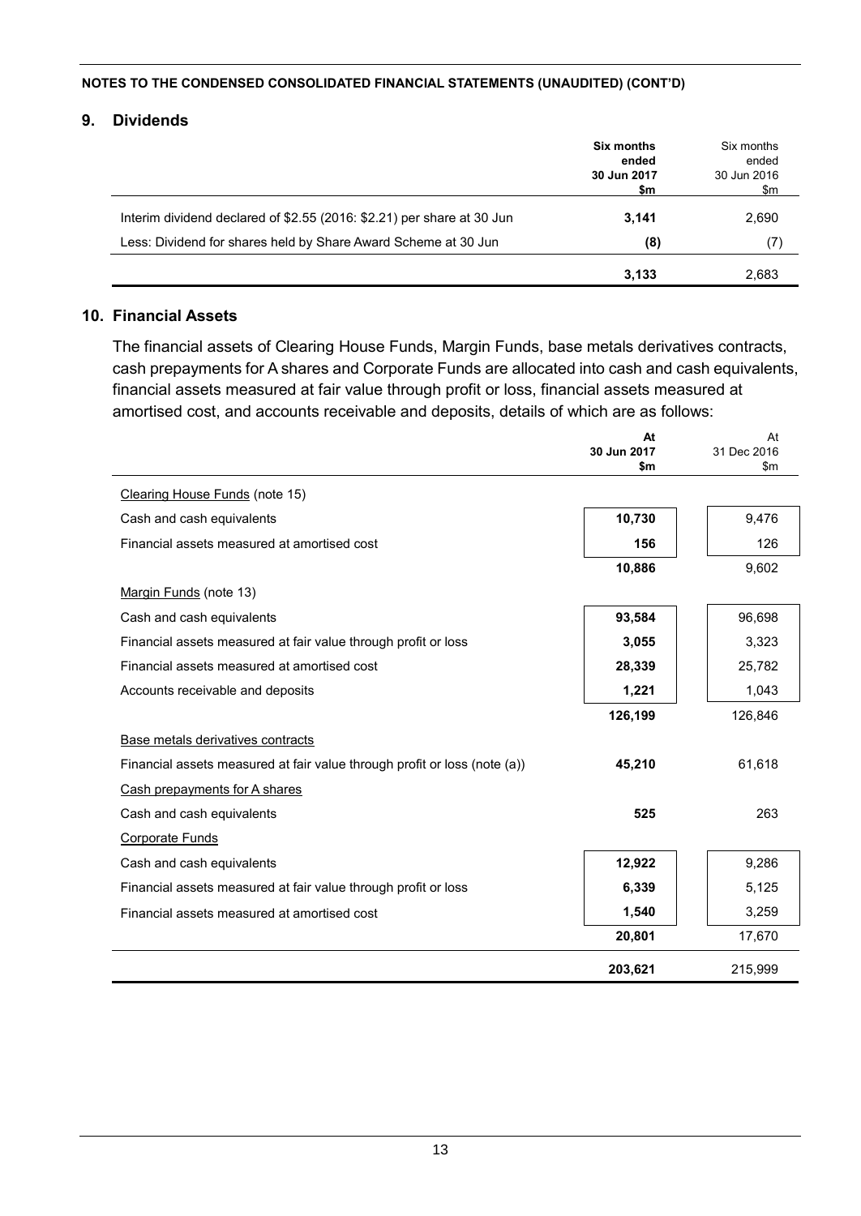**NOTES TO THE CONDENSED CONSOLIDATED FINANCIAL STATEMENTS (UNAUDITED) (CONT'D)**

## 9. Dividends

| | Six months ended 30 Jun 2017 $m | Six months ended 30 Jun 2016 $m |
|---|---|---|
| Interim dividend declared of $2.55 (2016: $2.21) per share at 30 Jun | **3,141** | 2,690 |
| Less: Dividend for shares held by Share Award Scheme at 30 Jun | **(8)** | (7) |
| | **3,133** | 2,683 |

## 10. Financial Assets

The financial assets of Clearing House Funds, Margin Funds, base metals derivatives contracts, cash prepayments for A shares and Corporate Funds are allocated into cash and cash equivalents, financial assets measured at fair value through profit or loss, financial assets measured at amortised cost, and accounts receivable and deposits, details of which are as follows:

| | At 30 Jun 2017 $m | At 31 Dec 2016 $m |
|---|---|---|
| Clearing House Funds (note 15) | | |
| Cash and cash equivalents | **10,730** | 9,476 |
| Financial assets measured at amortised cost | **156** | 126 |
| | **10,886** | 9,602 |
| Margin Funds (note 13) | | |
| Cash and cash equivalents | **93,584** | 96,698 |
| Financial assets measured at fair value through profit or loss | **3,055** | 3,323 |
| Financial assets measured at amortised cost | **28,339** | 25,782 |
| Accounts receivable and deposits | **1,221** | 1,043 |
| | **126,199** | 126,846 |
| Base metals derivatives contracts | | |
| Financial assets measured at fair value through profit or loss (note (a)) | **45,210** | 61,618 |
| Cash prepayments for A shares | | |
| Cash and cash equivalents | **525** | 263 |
| Corporate Funds | | |
| Cash and cash equivalents | **12,922** | 9,286 |
| Financial assets measured at fair value through profit or loss | **6,339** | 5,125 |
| Financial assets measured at amortised cost | **1,540** | 3,259 |
| | **20,801** | 17,670 |
| | **203,621** | 215,999 |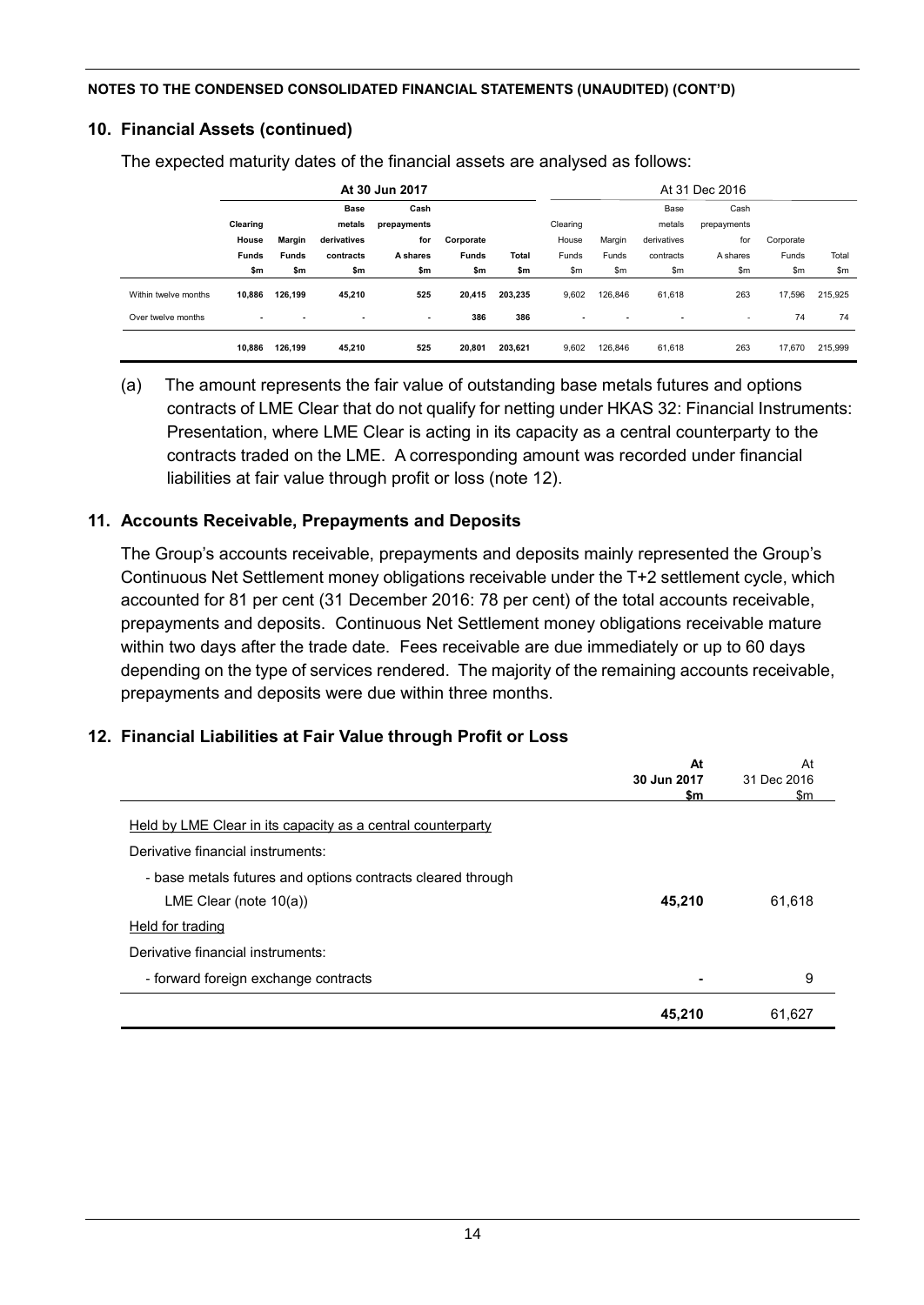**NOTES TO THE CONDENSED CONSOLIDATED FINANCIAL STATEMENTS (UNAUDITED) (CONT'D)**

## 10. Financial Assets (continued)

The expected maturity dates of the financial assets are analysed as follows:

| | At 30 Jun 2017 | | | | | | At 31 Dec 2016 | | | | | |
|---|---|---|---|---|---|---|---|---|---|---|---|---|
| | Clearing House Funds | Margin Funds | Base metals derivatives contracts | Cash prepayments for A shares | Corporate Funds | Total | Clearing House Funds | Margin Funds | Base metals derivatives contracts | Cash prepayments for A shares | Corporate Funds | Total |
| | $m | $m | $m | $m | $m | $m | $m | $m | $m | $m | $m | $m |
| Within twelve months | 10,886 | 126,199 | 45,210 | 525 | 20,415 | 203,235 | 9,602 | 126,846 | 61,618 | 263 | 17,596 | 215,925 |
| Over twelve months | - | - | - | - | 386 | 386 | - | - | - | - | 74 | 74 |
| | 10,886 | 126,199 | 45,210 | 525 | 20,801 | 203,621 | 9,602 | 126,846 | 61,618 | 263 | 17,670 | 215,999 |

(a) The amount represents the fair value of outstanding base metals futures and options contracts of LME Clear that do not qualify for netting under HKAS 32: Financial Instruments: Presentation, where LME Clear is acting in its capacity as a central counterparty to the contracts traded on the LME. A corresponding amount was recorded under financial liabilities at fair value through profit or loss (note 12).

## 11. Accounts Receivable, Prepayments and Deposits

The Group's accounts receivable, prepayments and deposits mainly represented the Group's Continuous Net Settlement money obligations receivable under the T+2 settlement cycle, which accounted for 81 per cent (31 December 2016: 78 per cent) of the total accounts receivable, prepayments and deposits. Continuous Net Settlement money obligations receivable mature within two days after the trade date. Fees receivable are due immediately or up to 60 days depending on the type of services rendered. The majority of the remaining accounts receivable, prepayments and deposits were due within three months.

## 12. Financial Liabilities at Fair Value through Profit or Loss

| | At 30 Jun 2017 $m | At 31 Dec 2016 $m |
|---|---|---|
| Held by LME Clear in its capacity as a central counterparty | | |
| Derivative financial instruments: | | |
| - base metals futures and options contracts cleared through LME Clear (note 10(a)) | 45,210 | 61,618 |
| Held for trading | | |
| Derivative financial instruments: | | |
| - forward foreign exchange contracts | - | 9 |
| | 45,210 | 61,627 |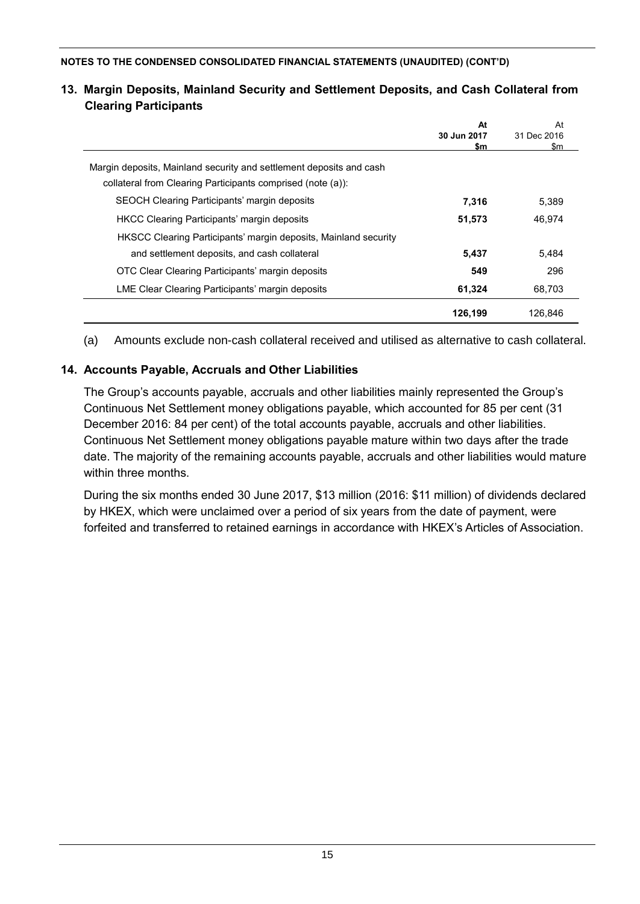NOTES TO THE CONDENSED CONSOLIDATED FINANCIAL STATEMENTS (UNAUDITED) (CONT'D)

## 13. Margin Deposits, Mainland Security and Settlement Deposits, and Cash Collateral from Clearing Participants

| | **At 30 Jun 2017 $m** | At 31 Dec 2016 $m |
|---|---|---|
| Margin deposits, Mainland security and settlement deposits and cash collateral from Clearing Participants comprised (note (a)): | | |
| SEOCH Clearing Participants' margin deposits | **7,316** | 5,389 |
| HKCC Clearing Participants' margin deposits | **51,573** | 46,974 |
| HKSCC Clearing Participants' margin deposits, Mainland security and settlement deposits, and cash collateral | **5,437** | 5,484 |
| OTC Clear Clearing Participants' margin deposits | **549** | 296 |
| LME Clear Clearing Participants' margin deposits | **61,324** | 68,703 |
| | **126,199** | 126,846 |

(a) Amounts exclude non-cash collateral received and utilised as alternative to cash collateral.

## 14. Accounts Payable, Accruals and Other Liabilities

The Group's accounts payable, accruals and other liabilities mainly represented the Group's Continuous Net Settlement money obligations payable, which accounted for 85 per cent (31 December 2016: 84 per cent) of the total accounts payable, accruals and other liabilities. Continuous Net Settlement money obligations payable mature within two days after the trade date. The majority of the remaining accounts payable, accruals and other liabilities would mature within three months.

During the six months ended 30 June 2017, $13 million (2016: $11 million) of dividends declared by HKEX, which were unclaimed over a period of six years from the date of payment, were forfeited and transferred to retained earnings in accordance with HKEX's Articles of Association.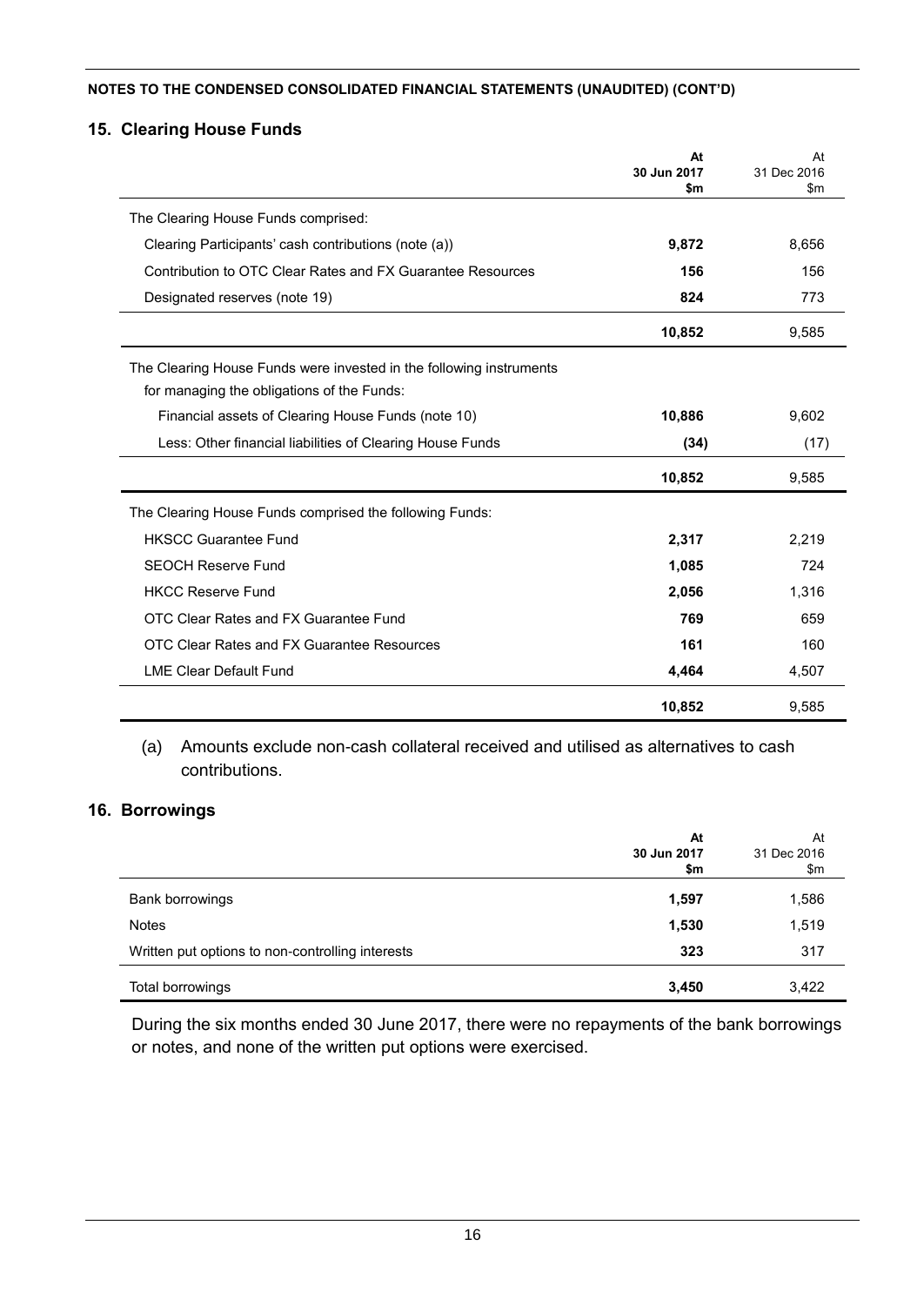**NOTES TO THE CONDENSED CONSOLIDATED FINANCIAL STATEMENTS (UNAUDITED) (CONT'D)**

## 15. Clearing House Funds

| | **At 30 Jun 2017 $m** | At 31 Dec 2016 $m |
|---|---|---|
| The Clearing House Funds comprised: | | |
| Clearing Participants' cash contributions (note (a)) | **9,872** | 8,656 |
| Contribution to OTC Clear Rates and FX Guarantee Resources | **156** | 156 |
| Designated reserves (note 19) | **824** | 773 |
| | **10,852** | 9,585 |
| The Clearing House Funds were invested in the following instruments for managing the obligations of the Funds: | | |
| Financial assets of Clearing House Funds (note 10) | **10,886** | 9,602 |
| Less: Other financial liabilities of Clearing House Funds | **(34)** | (17) |
| | **10,852** | 9,585 |
| The Clearing House Funds comprised the following Funds: | | |
| HKSCC Guarantee Fund | **2,317** | 2,219 |
| SEOCH Reserve Fund | **1,085** | 724 |
| HKCC Reserve Fund | **2,056** | 1,316 |
| OTC Clear Rates and FX Guarantee Fund | **769** | 659 |
| OTC Clear Rates and FX Guarantee Resources | **161** | 160 |
| LME Clear Default Fund | **4,464** | 4,507 |
| | **10,852** | 9,585 |

(a) Amounts exclude non-cash collateral received and utilised as alternatives to cash contributions.

## 16. Borrowings

| | **At 30 Jun 2017 $m** | At 31 Dec 2016 $m |
|---|---|---|
| Bank borrowings | **1,597** | 1,586 |
| Notes | **1,530** | 1,519 |
| Written put options to non-controlling interests | **323** | 317 |
| Total borrowings | **3,450** | 3,422 |

During the six months ended 30 June 2017, there were no repayments of the bank borrowings or notes, and none of the written put options were exercised.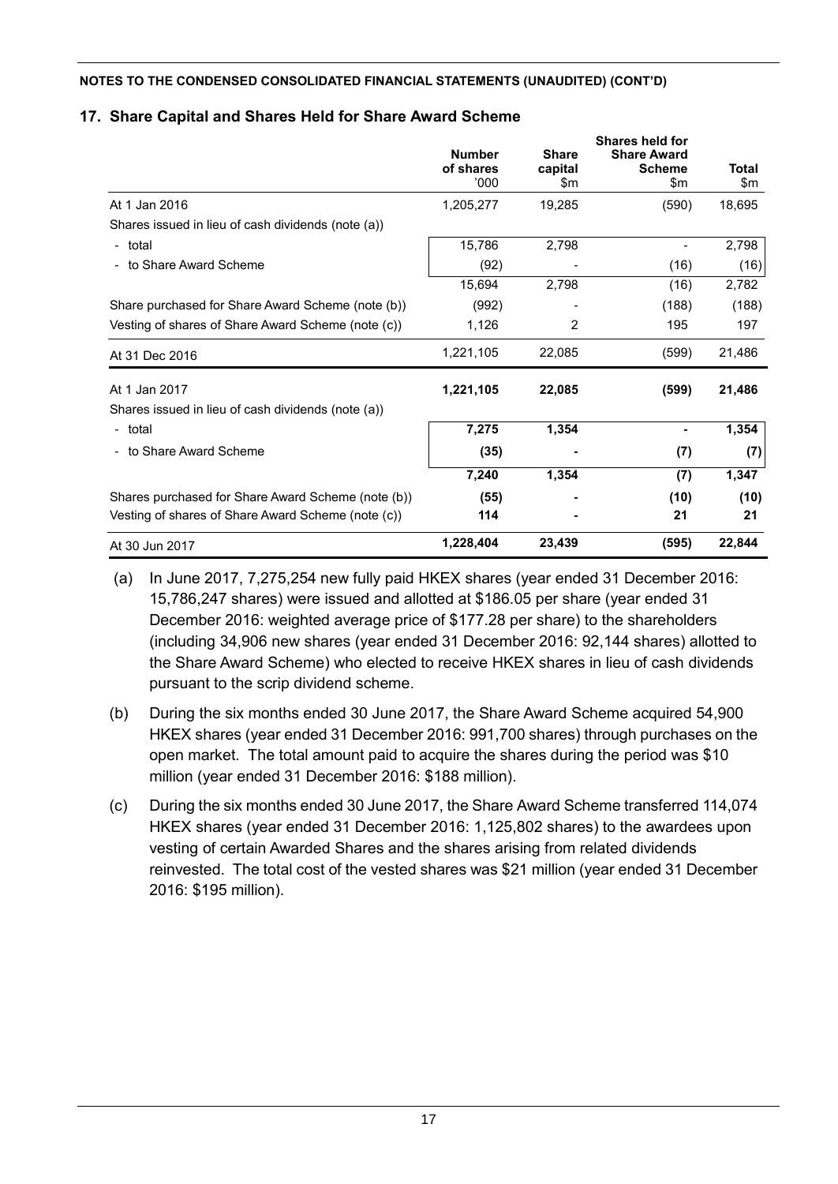NOTES TO THE CONDENSED CONSOLIDATED FINANCIAL STATEMENTS (UNAUDITED) (CONT'D)

## 17. Share Capital and Shares Held for Share Award Scheme

| | Number of shares '000 | Share capital $m | Shares held for Share Award Scheme $m | Total $m |
|---|---|---|---|---|
| At 1 Jan 2016 | 1,205,277 | 19,285 | (590) | 18,695 |
| Shares issued in lieu of cash dividends (note (a)) | | | | |
| - total | 15,786 | 2,798 | - | 2,798 |
| - to Share Award Scheme | (92) | - | (16) | (16) |
| | 15,694 | 2,798 | (16) | 2,782 |
| Share purchased for Share Award Scheme (note (b)) | (992) | - | (188) | (188) |
| Vesting of shares of Share Award Scheme (note (c)) | 1,126 | 2 | 195 | 197 |
| At 31 Dec 2016 | 1,221,105 | 22,085 | (599) | 21,486 |
| **At 1 Jan 2017** | **1,221,105** | **22,085** | **(599)** | **21,486** |
| Shares issued in lieu of cash dividends (note (a)) | | | | |
| - total | **7,275** | **1,354** | **-** | **1,354** |
| - to Share Award Scheme | **(35)** | **-** | **(7)** | **(7)** |
| | **7,240** | **1,354** | **(7)** | **1,347** |
| Shares purchased for Share Award Scheme (note (b)) | **(55)** | **-** | **(10)** | **(10)** |
| Vesting of shares of Share Award Scheme (note (c)) | **114** | **-** | **21** | **21** |
| At 30 Jun 2017 | **1,228,404** | **23,439** | **(595)** | **22,844** |

(a) In June 2017, 7,275,254 new fully paid HKEX shares (year ended 31 December 2016: 15,786,247 shares) were issued and allotted at $186.05 per share (year ended 31 December 2016: weighted average price of $177.28 per share) to the shareholders (including 34,906 new shares (year ended 31 December 2016: 92,144 shares) allotted to the Share Award Scheme) who elected to receive HKEX shares in lieu of cash dividends pursuant to the scrip dividend scheme.

(b) During the six months ended 30 June 2017, the Share Award Scheme acquired 54,900 HKEX shares (year ended 31 December 2016: 991,700 shares) through purchases on the open market. The total amount paid to acquire the shares during the period was $10 million (year ended 31 December 2016: $188 million).

(c) During the six months ended 30 June 2017, the Share Award Scheme transferred 114,074 HKEX shares (year ended 31 December 2016: 1,125,802 shares) to the awardees upon vesting of certain Awarded Shares and the shares arising from related dividends reinvested. The total cost of the vested shares was $21 million (year ended 31 December 2016: $195 million).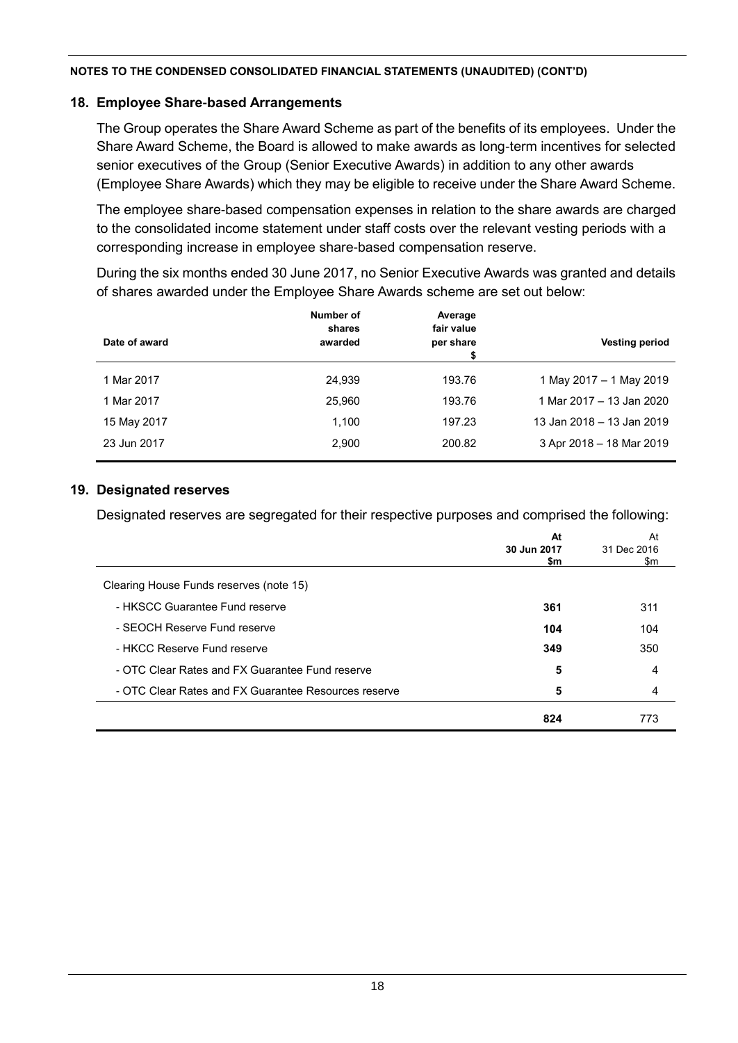**NOTES TO THE CONDENSED CONSOLIDATED FINANCIAL STATEMENTS (UNAUDITED) (CONT'D)**

## 18. Employee Share-based Arrangements

The Group operates the Share Award Scheme as part of the benefits of its employees. Under the Share Award Scheme, the Board is allowed to make awards as long-term incentives for selected senior executives of the Group (Senior Executive Awards) in addition to any other awards (Employee Share Awards) which they may be eligible to receive under the Share Award Scheme.

The employee share-based compensation expenses in relation to the share awards are charged to the consolidated income statement under staff costs over the relevant vesting periods with a corresponding increase in employee share-based compensation reserve.

During the six months ended 30 June 2017, no Senior Executive Awards was granted and details of shares awarded under the Employee Share Awards scheme are set out below:

| Date of award | Number of shares awarded | Average fair value per share $ | Vesting period |
|---|---|---|---|
| 1 Mar 2017 | 24,939 | 193.76 | 1 May 2017 – 1 May 2019 |
| 1 Mar 2017 | 25,960 | 193.76 | 1 Mar 2017 – 13 Jan 2020 |
| 15 May 2017 | 1,100 | 197.23 | 13 Jan 2018 – 13 Jan 2019 |
| 23 Jun 2017 | 2,900 | 200.82 | 3 Apr 2018 – 18 Mar 2019 |

## 19. Designated reserves

Designated reserves are segregated for their respective purposes and comprised the following:

| | At 30 Jun 2017 $m | At 31 Dec 2016 $m |
|---|---|---|
| Clearing House Funds reserves (note 15) | | |
| - HKSCC Guarantee Fund reserve | **361** | 311 |
| - SEOCH Reserve Fund reserve | **104** | 104 |
| - HKCC Reserve Fund reserve | **349** | 350 |
| - OTC Clear Rates and FX Guarantee Fund reserve | **5** | 4 |
| - OTC Clear Rates and FX Guarantee Resources reserve | **5** | 4 |
| | **824** | 773 |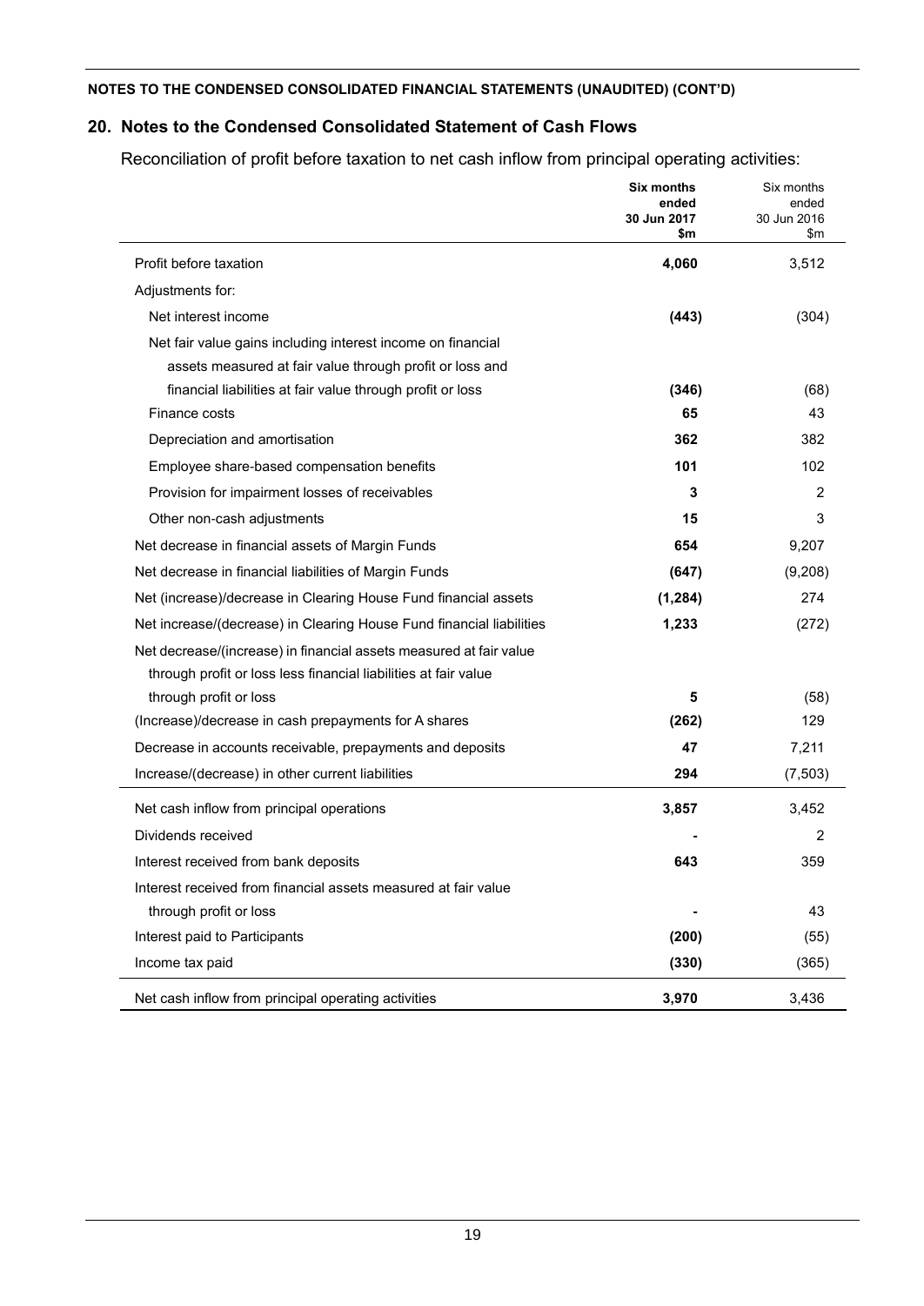**NOTES TO THE CONDENSED CONSOLIDATED FINANCIAL STATEMENTS (UNAUDITED) (CONT'D)**

## 20. Notes to the Condensed Consolidated Statement of Cash Flows

Reconciliation of profit before taxation to net cash inflow from principal operating activities:

| | **Six months ended 30 Jun 2017 $m** | Six months ended 30 Jun 2016 $m |
|---|---|---|
| Profit before taxation | **4,060** | 3,512 |
| Adjustments for: | | |
| Net interest income | **(443)** | (304) |
| Net fair value gains including interest income on financial assets measured at fair value through profit or loss and financial liabilities at fair value through profit or loss | **(346)** | (68) |
| Finance costs | **65** | 43 |
| Depreciation and amortisation | **362** | 382 |
| Employee share-based compensation benefits | **101** | 102 |
| Provision for impairment losses of receivables | **3** | 2 |
| Other non-cash adjustments | **15** | 3 |
| Net decrease in financial assets of Margin Funds | **654** | 9,207 |
| Net decrease in financial liabilities of Margin Funds | **(647)** | (9,208) |
| Net (increase)/decrease in Clearing House Fund financial assets | **(1,284)** | 274 |
| Net increase/(decrease) in Clearing House Fund financial liabilities | **1,233** | (272) |
| Net decrease/(increase) in financial assets measured at fair value through profit or loss less financial liabilities at fair value through profit or loss | **5** | (58) |
| (Increase)/decrease in cash prepayments for A shares | **(262)** | 129 |
| Decrease in accounts receivable, prepayments and deposits | **47** | 7,211 |
| Increase/(decrease) in other current liabilities | **294** | (7,503) |
| Net cash inflow from principal operations | **3,857** | 3,452 |
| Dividends received | **-** | 2 |
| Interest received from bank deposits | **643** | 359 |
| Interest received from financial assets measured at fair value through profit or loss | **-** | 43 |
| Interest paid to Participants | **(200)** | (55) |
| Income tax paid | **(330)** | (365) |
| Net cash inflow from principal operating activities | **3,970** | 3,436 |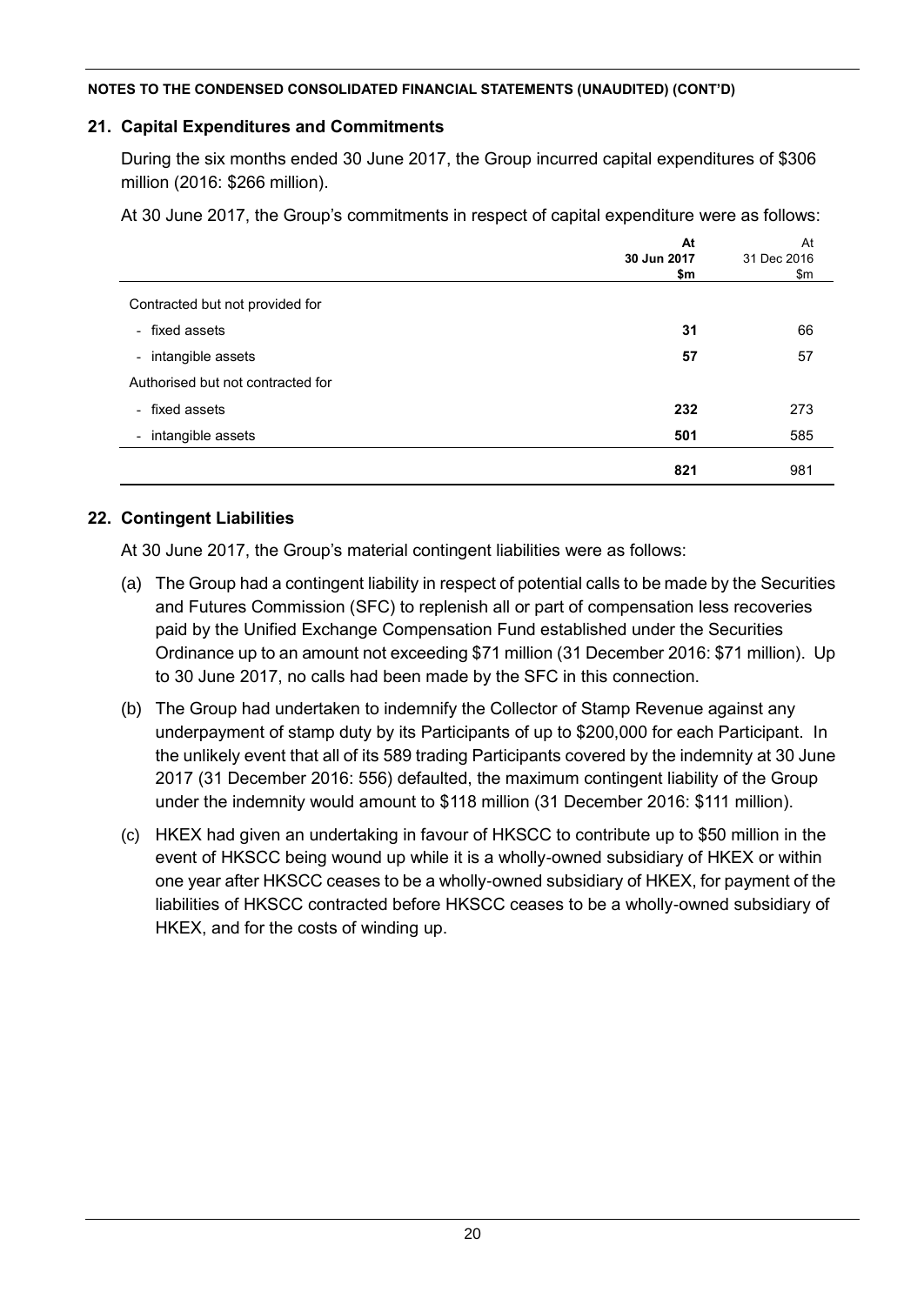**NOTES TO THE CONDENSED CONSOLIDATED FINANCIAL STATEMENTS (UNAUDITED) (CONT'D)**

## 21. Capital Expenditures and Commitments

During the six months ended 30 June 2017, the Group incurred capital expenditures of $306 million (2016: $266 million).

At 30 June 2017, the Group's commitments in respect of capital expenditure were as follows:

| | **At 30 Jun 2017 $m** | At 31 Dec 2016 $m |
|---|---|---|
| Contracted but not provided for | | |
| - fixed assets | **31** | 66 |
| - intangible assets | **57** | 57 |
| Authorised but not contracted for | | |
| - fixed assets | **232** | 273 |
| - intangible assets | **501** | 585 |
| | **821** | 981 |

## 22. Contingent Liabilities

At 30 June 2017, the Group's material contingent liabilities were as follows:

(a) The Group had a contingent liability in respect of potential calls to be made by the Securities and Futures Commission (SFC) to replenish all or part of compensation less recoveries paid by the Unified Exchange Compensation Fund established under the Securities Ordinance up to an amount not exceeding $71 million (31 December 2016: $71 million). Up to 30 June 2017, no calls had been made by the SFC in this connection.

(b) The Group had undertaken to indemnify the Collector of Stamp Revenue against any underpayment of stamp duty by its Participants of up to $200,000 for each Participant. In the unlikely event that all of its 589 trading Participants covered by the indemnity at 30 June 2017 (31 December 2016: 556) defaulted, the maximum contingent liability of the Group under the indemnity would amount to $118 million (31 December 2016: $111 million).

(c) HKEX had given an undertaking in favour of HKSCC to contribute up to $50 million in the event of HKSCC being wound up while it is a wholly-owned subsidiary of HKEX or within one year after HKSCC ceases to be a wholly-owned subsidiary of HKEX, for payment of the liabilities of HKSCC contracted before HKSCC ceases to be a wholly-owned subsidiary of HKEX, and for the costs of winding up.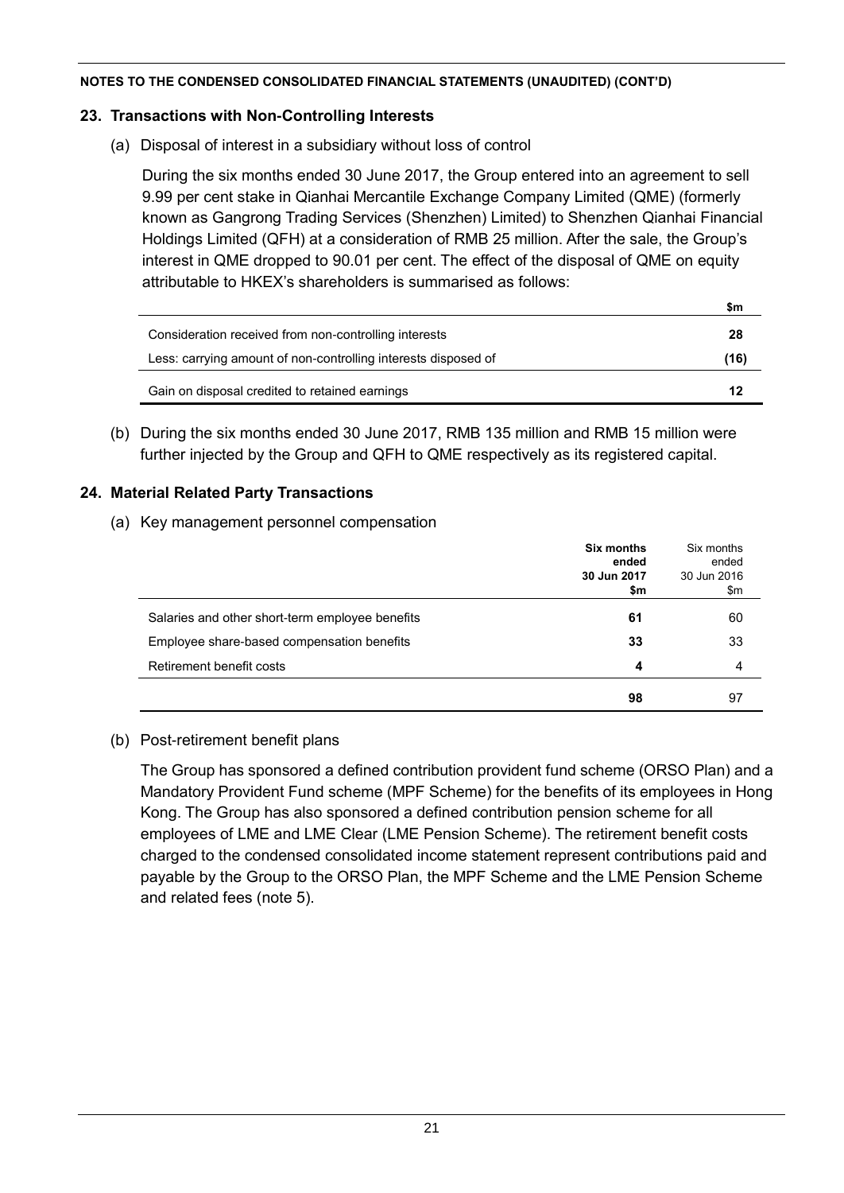**NOTES TO THE CONDENSED CONSOLIDATED FINANCIAL STATEMENTS (UNAUDITED) (CONT'D)**

## 23. Transactions with Non-Controlling Interests

(a) Disposal of interest in a subsidiary without loss of control

During the six months ended 30 June 2017, the Group entered into an agreement to sell 9.99 per cent stake in Qianhai Mercantile Exchange Company Limited (QME) (formerly known as Gangrong Trading Services (Shenzhen) Limited) to Shenzhen Qianhai Financial Holdings Limited (QFH) at a consideration of RMB 25 million. After the sale, the Group's interest in QME dropped to 90.01 per cent. The effect of the disposal of QME on equity attributable to HKEX's shareholders is summarised as follows:

| | $m |
|---|---|
| Consideration received from non-controlling interests | **28** |
| Less: carrying amount of non-controlling interests disposed of | **(16)** |
| Gain on disposal credited to retained earnings | **12** |

(b) During the six months ended 30 June 2017, RMB 135 million and RMB 15 million were further injected by the Group and QFH to QME respectively as its registered capital.

## 24. Material Related Party Transactions

(a) Key management personnel compensation

| | **Six months ended 30 Jun 2017 $m** | Six months ended 30 Jun 2016 $m |
|---|---|---|
| Salaries and other short-term employee benefits | **61** | 60 |
| Employee share-based compensation benefits | **33** | 33 |
| Retirement benefit costs | **4** | 4 |
| | **98** | 97 |

(b) Post-retirement benefit plans

The Group has sponsored a defined contribution provident fund scheme (ORSO Plan) and a Mandatory Provident Fund scheme (MPF Scheme) for the benefits of its employees in Hong Kong. The Group has also sponsored a defined contribution pension scheme for all employees of LME and LME Clear (LME Pension Scheme). The retirement benefit costs charged to the condensed consolidated income statement represent contributions paid and payable by the Group to the ORSO Plan, the MPF Scheme and the LME Pension Scheme and related fees (note 5).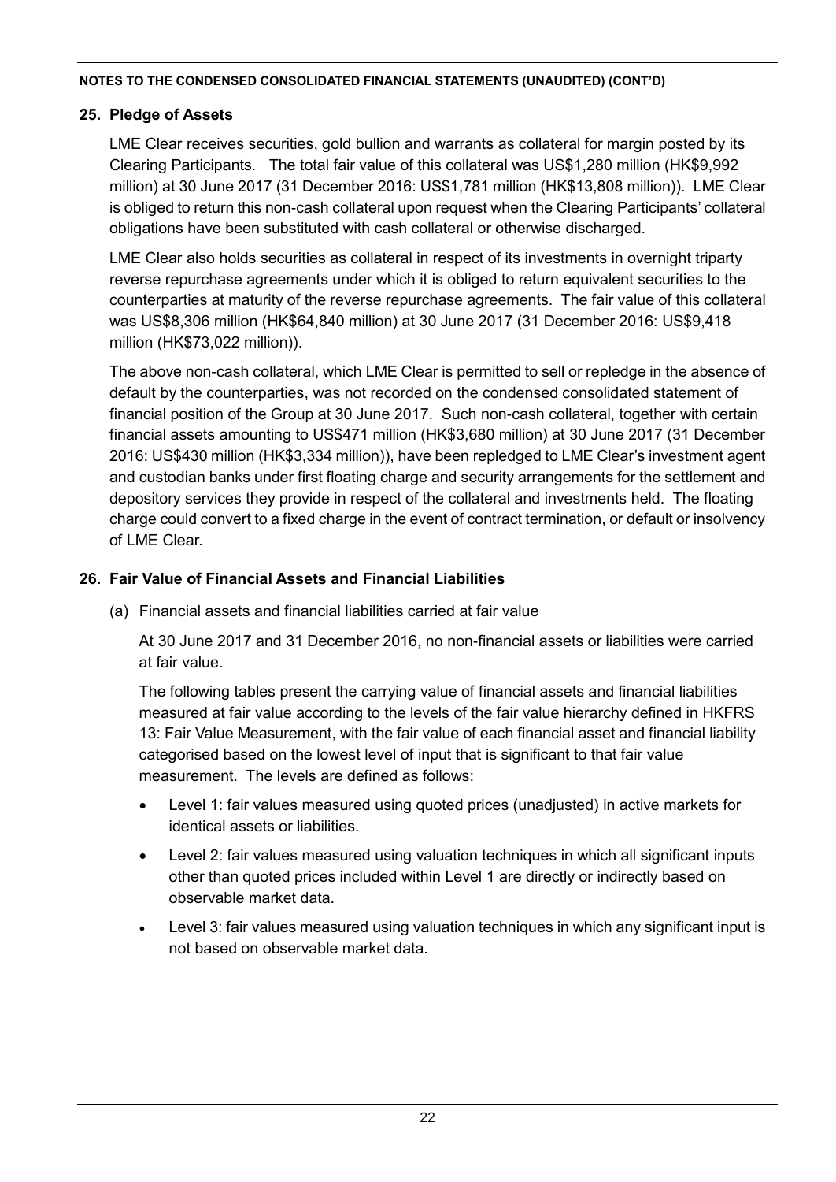**NOTES TO THE CONDENSED CONSOLIDATED FINANCIAL STATEMENTS (UNAUDITED) (CONT'D)**

## 25. Pledge of Assets

LME Clear receives securities, gold bullion and warrants as collateral for margin posted by its Clearing Participants. The total fair value of this collateral was US$1,280 million (HK$9,992 million) at 30 June 2017 (31 December 2016: US$1,781 million (HK$13,808 million)). LME Clear is obliged to return this non-cash collateral upon request when the Clearing Participants' collateral obligations have been substituted with cash collateral or otherwise discharged.

LME Clear also holds securities as collateral in respect of its investments in overnight triparty reverse repurchase agreements under which it is obliged to return equivalent securities to the counterparties at maturity of the reverse repurchase agreements. The fair value of this collateral was US$8,306 million (HK$64,840 million) at 30 June 2017 (31 December 2016: US$9,418 million (HK$73,022 million)).

The above non-cash collateral, which LME Clear is permitted to sell or repledge in the absence of default by the counterparties, was not recorded on the condensed consolidated statement of financial position of the Group at 30 June 2017. Such non-cash collateral, together with certain financial assets amounting to US$471 million (HK$3,680 million) at 30 June 2017 (31 December 2016: US$430 million (HK$3,334 million)), have been repledged to LME Clear's investment agent and custodian banks under first floating charge and security arrangements for the settlement and depository services they provide in respect of the collateral and investments held. The floating charge could convert to a fixed charge in the event of contract termination, or default or insolvency of LME Clear.

## 26. Fair Value of Financial Assets and Financial Liabilities

(a) Financial assets and financial liabilities carried at fair value

At 30 June 2017 and 31 December 2016, no non-financial assets or liabilities were carried at fair value.

The following tables present the carrying value of financial assets and financial liabilities measured at fair value according to the levels of the fair value hierarchy defined in HKFRS 13: Fair Value Measurement, with the fair value of each financial asset and financial liability categorised based on the lowest level of input that is significant to that fair value measurement. The levels are defined as follows:

- Level 1: fair values measured using quoted prices (unadjusted) in active markets for identical assets or liabilities.
- Level 2: fair values measured using valuation techniques in which all significant inputs other than quoted prices included within Level 1 are directly or indirectly based on observable market data.
- Level 3: fair values measured using valuation techniques in which any significant input is not based on observable market data.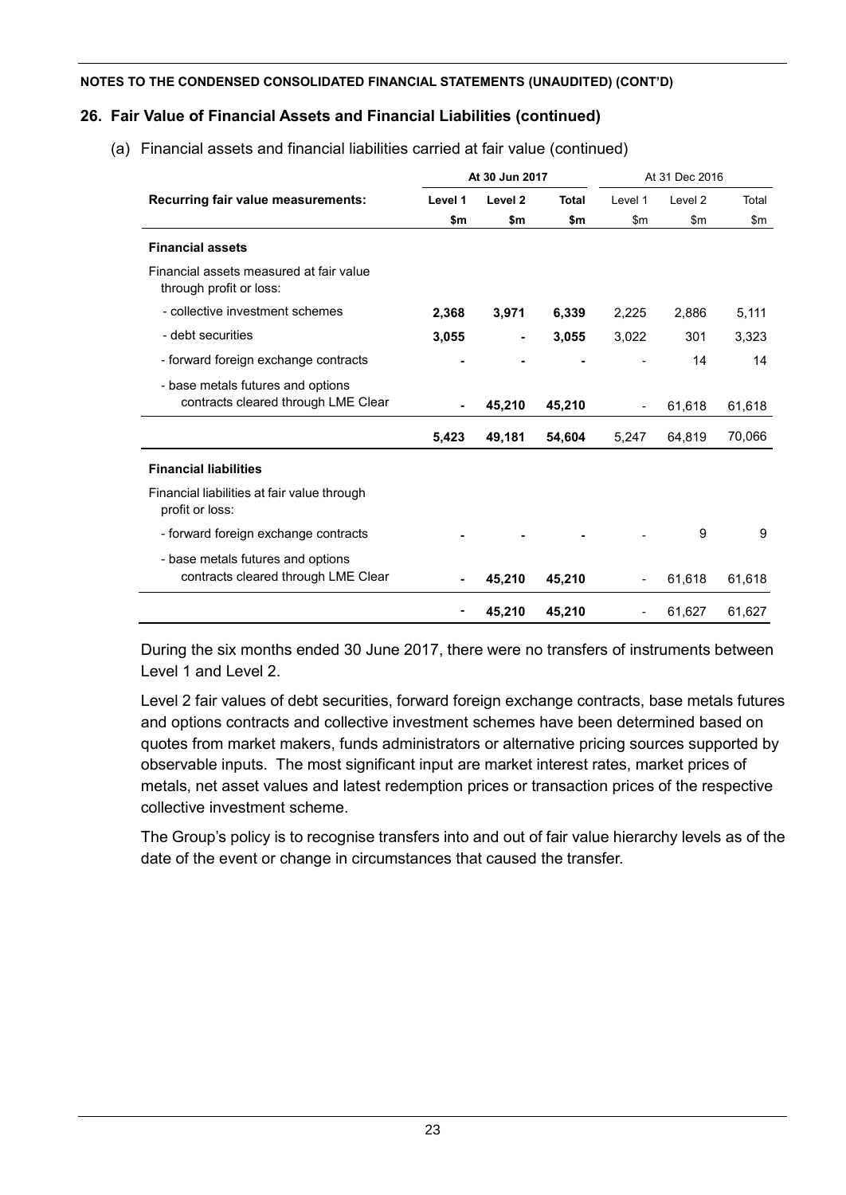NOTES TO THE CONDENSED CONSOLIDATED FINANCIAL STATEMENTS (UNAUDITED) (CONT'D)

## 26. Fair Value of Financial Assets and Financial Liabilities (continued)

(a) Financial assets and financial liabilities carried at fair value (continued)

| | At 30 Jun 2017 | | | At 31 Dec 2016 | | |
|---|---|---|---|---|---|---|
| **Recurring fair value measurements:** | **Level 1** | **Level 2** | **Total** | Level 1 | Level 2 | Total |
| | **$m** | **$m** | **$m** | $m | $m | $m |
| **Financial assets** | | | | | | |
| Financial assets measured at fair value through profit or loss: | | | | | | |
| - collective investment schemes | **2,368** | **3,971** | **6,339** | 2,225 | 2,886 | 5,111 |
| - debt securities | **3,055** | **-** | **3,055** | 3,022 | 301 | 3,323 |
| - forward foreign exchange contracts | **-** | **-** | **-** | - | 14 | 14 |
| - base metals futures and options contracts cleared through LME Clear | **-** | **45,210** | **45,210** | - | 61,618 | 61,618 |
| | **5,423** | **49,181** | **54,604** | 5,247 | 64,819 | 70,066 |
| **Financial liabilities** | | | | | | |
| Financial liabilities at fair value through profit or loss: | | | | | | |
| - forward foreign exchange contracts | **-** | **-** | **-** | - | 9 | 9 |
| - base metals futures and options contracts cleared through LME Clear | **-** | **45,210** | **45,210** | - | 61,618 | 61,618 |
| | **-** | **45,210** | **45,210** | - | 61,627 | 61,627 |

During the six months ended 30 June 2017, there were no transfers of instruments between Level 1 and Level 2.

Level 2 fair values of debt securities, forward foreign exchange contracts, base metals futures and options contracts and collective investment schemes have been determined based on quotes from market makers, funds administrators or alternative pricing sources supported by observable inputs. The most significant input are market interest rates, market prices of metals, net asset values and latest redemption prices or transaction prices of the respective collective investment scheme.

The Group's policy is to recognise transfers into and out of fair value hierarchy levels as of the date of the event or change in circumstances that caused the transfer.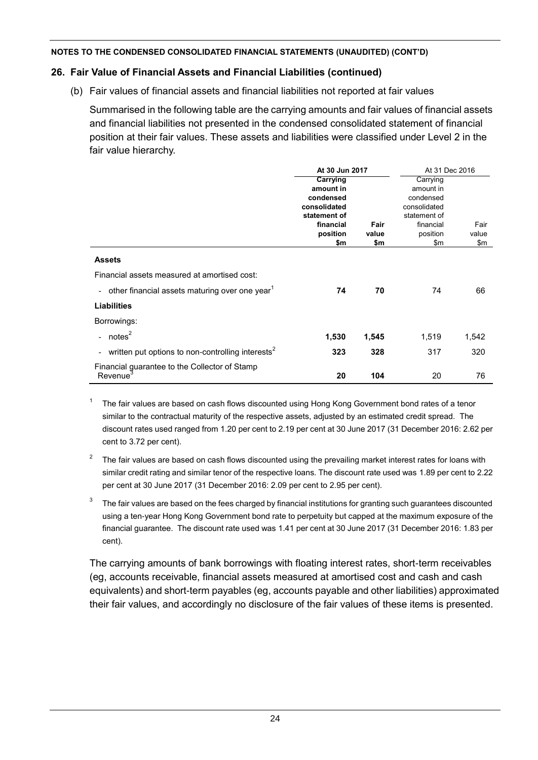**NOTES TO THE CONDENSED CONSOLIDATED FINANCIAL STATEMENTS (UNAUDITED) (CONT'D)**

## 26. Fair Value of Financial Assets and Financial Liabilities (continued)

(b) Fair values of financial assets and financial liabilities not reported at fair values

Summarised in the following table are the carrying amounts and fair values of financial assets and financial liabilities not presented in the condensed consolidated statement of financial position at their fair values. These assets and liabilities were classified under Level 2 in the fair value hierarchy.

| | **At 30 Jun 2017** | | At 31 Dec 2016 | |
|---|---|---|---|---|
| | **Carrying amount in condensed consolidated statement of financial position $m** | **Fair value $m** | Carrying amount in condensed consolidated statement of financial position $m | Fair value $m |
| **Assets** | | | | |
| Financial assets measured at amortised cost: | | | | |
| - other financial assets maturing over one year[1] | **74** | **70** | 74 | 66 |
| **Liabilities** | | | | |
| Borrowings: | | | | |
| - notes[2] | **1,530** | **1,545** | 1,519 | 1,542 |
| - written put options to non-controlling interests[2] | **323** | **328** | 317 | 320 |
| Financial guarantee to the Collector of Stamp Revenue[3] | **20** | **104** | 20 | 76 |

[1] The fair values are based on cash flows discounted using Hong Kong Government bond rates of a tenor similar to the contractual maturity of the respective assets, adjusted by an estimated credit spread. The discount rates used ranged from 1.20 per cent to 2.19 per cent at 30 June 2017 (31 December 2016: 2.62 per cent to 3.72 per cent).

[2] The fair values are based on cash flows discounted using the prevailing market interest rates for loans with similar credit rating and similar tenor of the respective loans. The discount rate used was 1.89 per cent to 2.22 per cent at 30 June 2017 (31 December 2016: 2.09 per cent to 2.95 per cent).

[3] The fair values are based on the fees charged by financial institutions for granting such guarantees discounted using a ten-year Hong Kong Government bond rate to perpetuity but capped at the maximum exposure of the financial guarantee. The discount rate used was 1.41 per cent at 30 June 2017 (31 December 2016: 1.83 per cent).

The carrying amounts of bank borrowings with floating interest rates, short-term receivables (eg, accounts receivable, financial assets measured at amortised cost and cash and cash equivalents) and short-term payables (eg, accounts payable and other liabilities) approximated their fair values, and accordingly no disclosure of the fair values of these items is presented.